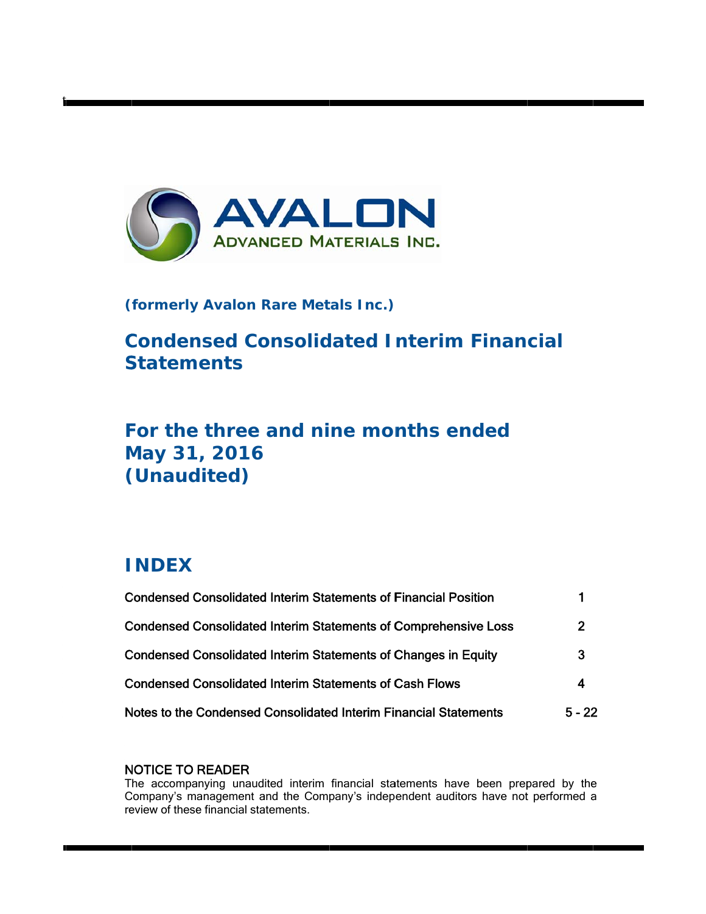AVALON
ADVANCED MATERIALS INC.

**(formerly Avalon Rare Metals Inc.)**

# Condensed Consolidated Interim Financial Statements

## For the three and nine months ended May 31, 2016 (Unaudited)

## INDEX

| | |
|---|---|
| Condensed Consolidated Interim Statements of Financial Position | 1 |
| Condensed Consolidated Interim Statements of Comprehensive Loss | 2 |
| Condensed Consolidated Interim Statements of Changes in Equity | 3 |
| Condensed Consolidated Interim Statements of Cash Flows | 4 |
| Notes to the Condensed Consolidated Interim Financial Statements | 5 - 22 |

NOTICE TO READER

The accompanying unaudited interim financial statements have been prepared by the Company's management and the Company's independent auditors have not performed a review of these financial statements.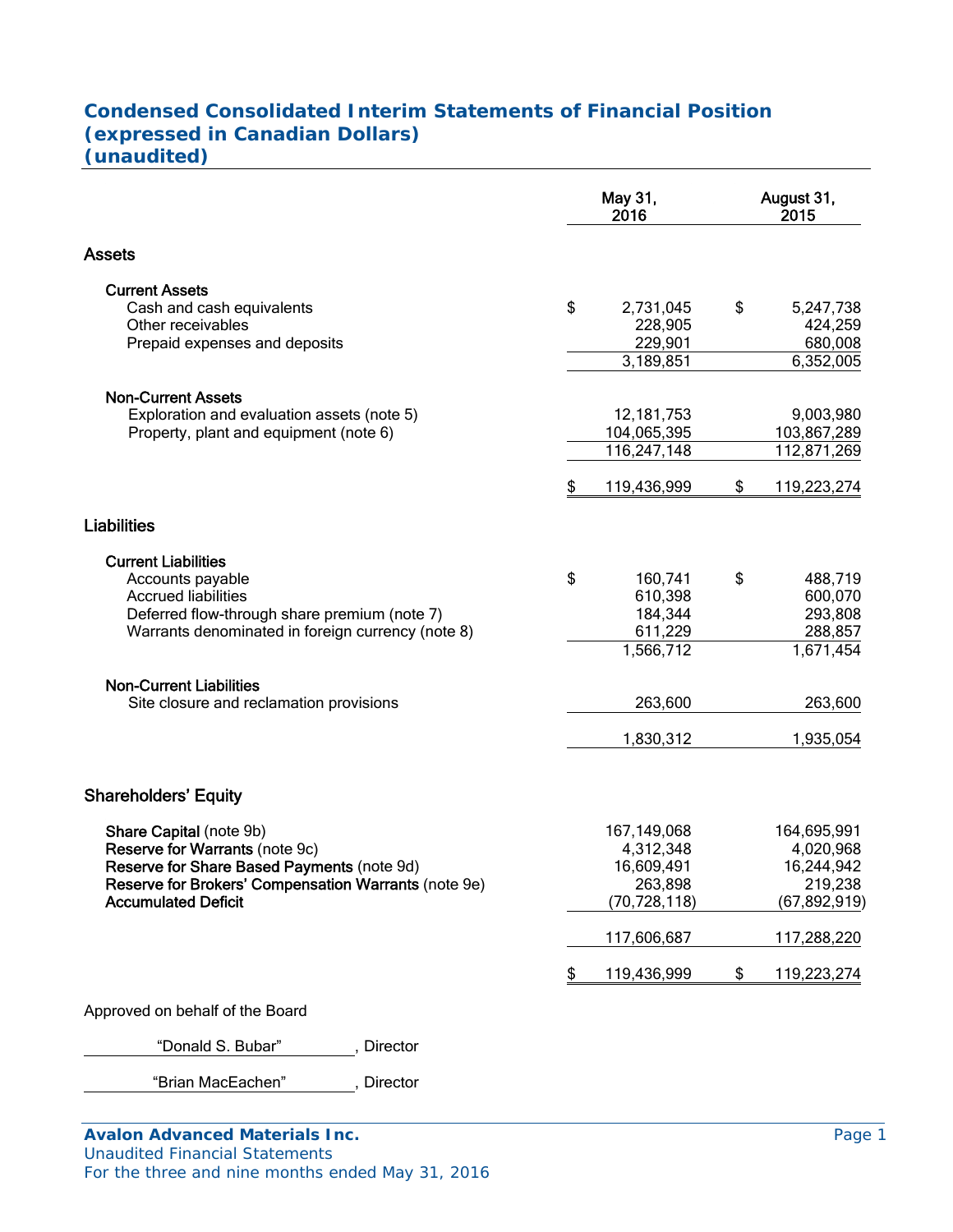# Condensed Consolidated Interim Statements of Financial Position
## (expressed in Canadian Dollars)
## (unaudited)

| | May 31, 2016 | August 31, 2015 |
|---|---|---|
| **Assets** | | |
| **Current Assets** | | |
| Cash and cash equivalents | $ 2,731,045 | $ 5,247,738 |
| Other receivables | 228,905 | 424,259 |
| Prepaid expenses and deposits | 229,901 | 680,008 |
| | 3,189,851 | 6,352,005 |
| **Non-Current Assets** | | |
| Exploration and evaluation assets (note 5) | 12,181,753 | 9,003,980 |
| Property, plant and equipment (note 6) | 104,065,395 | 103,867,289 |
| | 116,247,148 | 112,871,269 |
| | $ 119,436,999 | $ 119,223,274 |
| **Liabilities** | | |
| **Current Liabilities** | | |
| Accounts payable | $ 160,741 | $ 488,719 |
| Accrued liabilities | 610,398 | 600,070 |
| Deferred flow-through share premium (note 7) | 184,344 | 293,808 |
| Warrants denominated in foreign currency (note 8) | 611,229 | 288,857 |
| | 1,566,712 | 1,671,454 |
| **Non-Current Liabilities** | | |
| Site closure and reclamation provisions | 263,600 | 263,600 |
| | 1,830,312 | 1,935,054 |
| **Shareholders' Equity** | | |
| **Share Capital** (note 9b) | 167,149,068 | 164,695,991 |
| **Reserve for Warrants** (note 9c) | 4,312,348 | 4,020,968 |
| **Reserve for Share Based Payments** (note 9d) | 16,609,491 | 16,244,942 |
| **Reserve for Brokers' Compensation Warrants** (note 9e) | 263,898 | 219,238 |
| **Accumulated Deficit** | (70,728,118) | (67,892,919) |
| | 117,606,687 | 117,288,220 |
| | $ 119,436,999 | $ 119,223,274 |

Approved on behalf of the Board

"Donald S. Bubar", Director

"Brian MacEachen", Director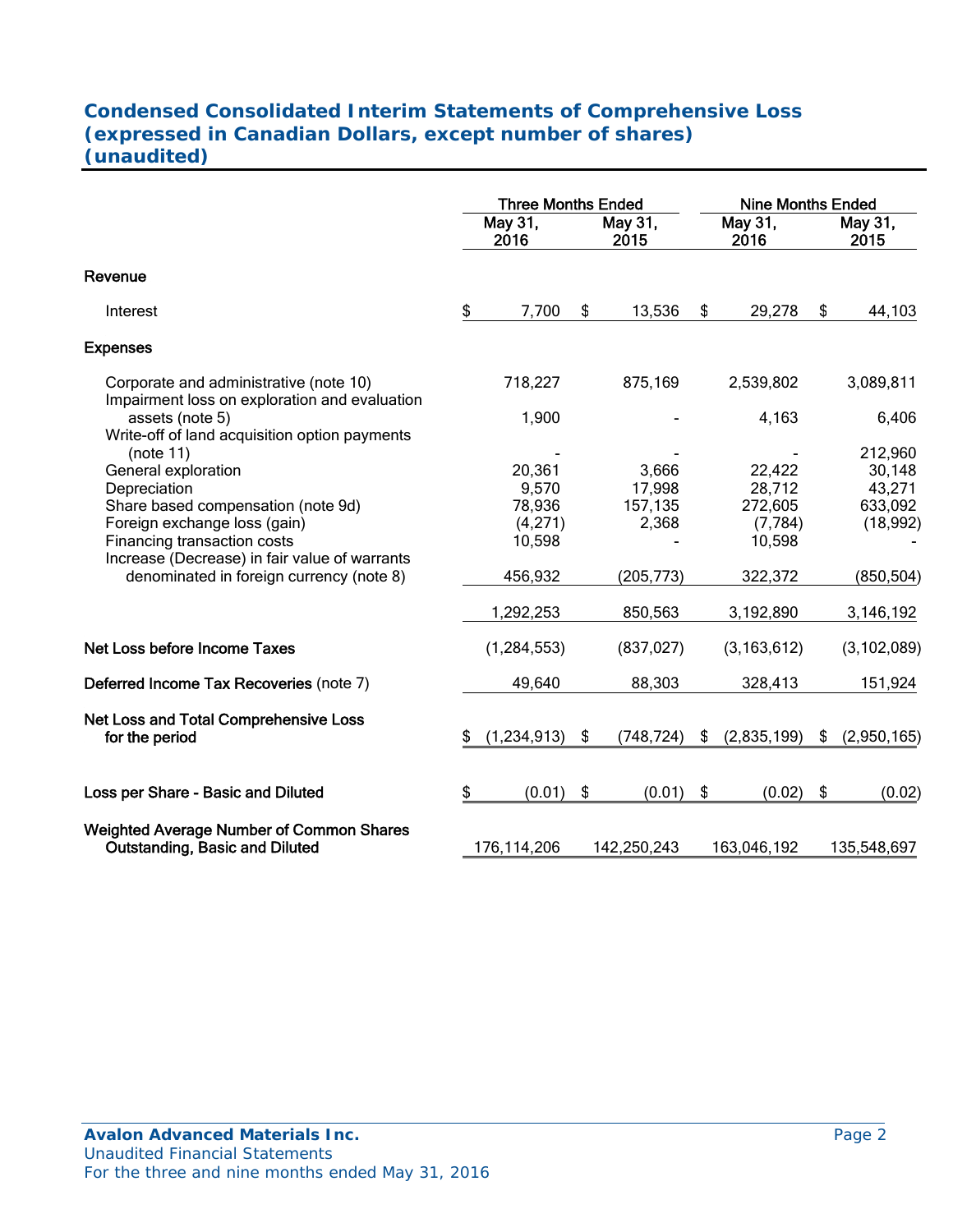## Condensed Consolidated Interim Statements of Comprehensive Loss
## (expressed in Canadian Dollars, except number of shares)
## (unaudited)

| | Three Months Ended | | Nine Months Ended | |
|---|---|---|---|---|
| | May 31, 2016 | May 31, 2015 | May 31, 2016 | May 31, 2015 |
| **Revenue** | | | | |
| Interest | $ 7,700 | $ 13,536 | $ 29,278 | $ 44,103 |
| **Expenses** | | | | |
| Corporate and administrative (note 10) | 718,227 | 875,169 | 2,539,802 | 3,089,811 |
| Impairment loss on exploration and evaluation assets (note 5) | 1,900 | - | 4,163 | 6,406 |
| Write-off of land acquisition option payments (note 11) | - | - | - | 212,960 |
| General exploration | 20,361 | 3,666 | 22,422 | 30,148 |
| Depreciation | 9,570 | 17,998 | 28,712 | 43,271 |
| Share based compensation (note 9d) | 78,936 | 157,135 | 272,605 | 633,092 |
| Foreign exchange loss (gain) | (4,271) | 2,368 | (7,784) | (18,992) |
| Financing transaction costs | 10,598 | - | 10,598 | - |
| Increase (Decrease) in fair value of warrants denominated in foreign currency (note 8) | 456,932 | (205,773) | 322,372 | (850,504) |
| | 1,292,253 | 850,563 | 3,192,890 | 3,146,192 |
| **Net Loss before Income Taxes** | (1,284,553) | (837,027) | (3,163,612) | (3,102,089) |
| **Deferred Income Tax Recoveries** (note 7) | 49,640 | 88,303 | 328,413 | 151,924 |
| **Net Loss and Total Comprehensive Loss for the period** | $ (1,234,913) | $ (748,724) | $ (2,835,199) | $ (2,950,165) |
| **Loss per Share - Basic and Diluted** | $ (0.01) | $ (0.01) | $ (0.02) | $ (0.02) |
| **Weighted Average Number of Common Shares Outstanding, Basic and Diluted** | 176,114,206 | 142,250,243 | 163,046,192 | 135,548,697 |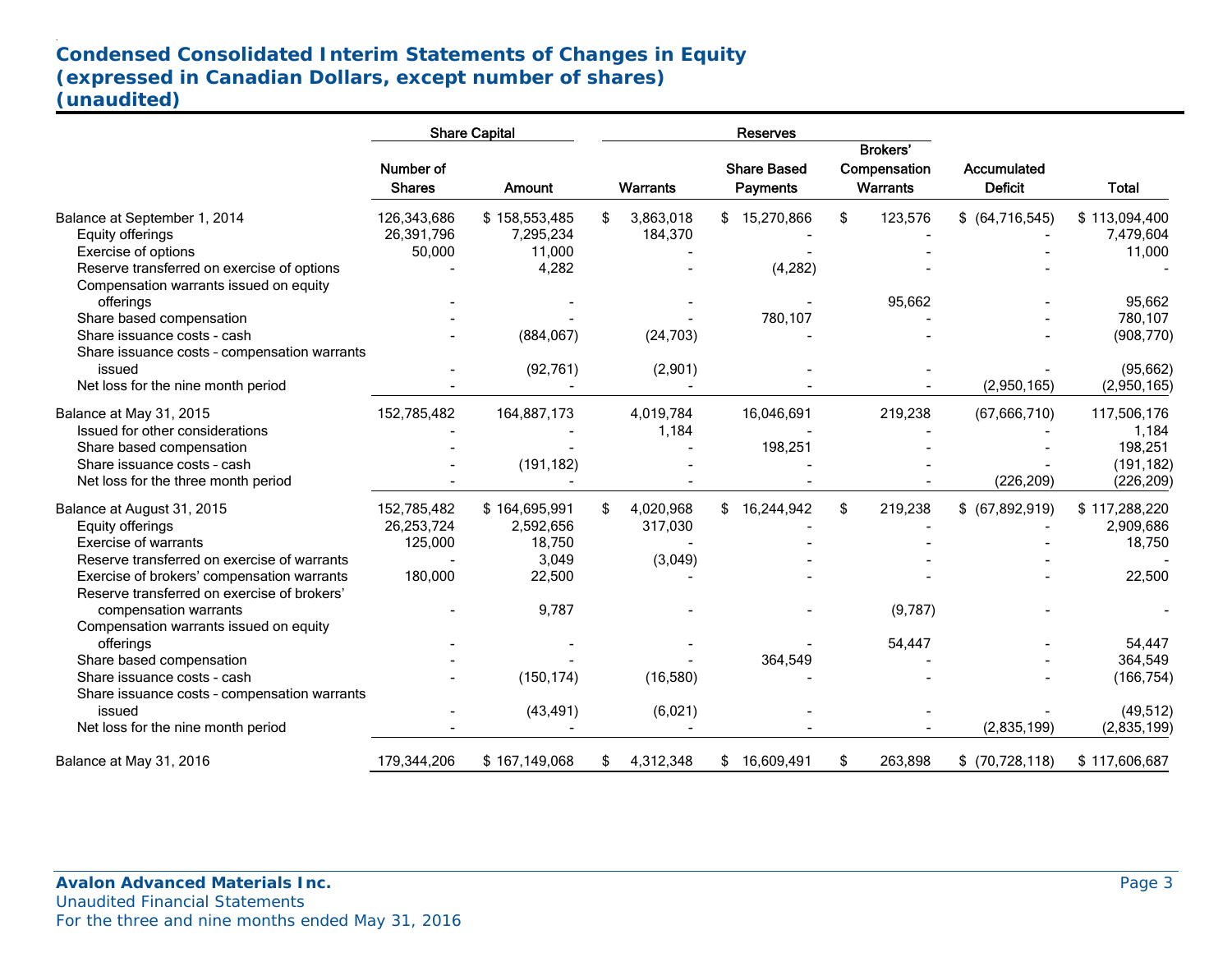# Condensed Consolidated Interim Statements of Changes in Equity
## (expressed in Canadian Dollars, except number of shares)
## (unaudited)

| | Share Capital | | Reserves | | | | |
|---|---|---|---|---|---|---|---|
| | Number of Shares | Amount | Warrants | Share Based Payments | Brokers' Compensation Warrants | Accumulated Deficit | Total |
| Balance at September 1, 2014 | 126,343,686 | $ 158,553,485 | $ 3,863,018 | $ 15,270,866 | $ 123,576 | $ (64,716,545) | $ 113,094,400 |
| Equity offerings | 26,391,796 | 7,295,234 | 184,370 | - | - | - | 7,479,604 |
| Exercise of options | 50,000 | 11,000 | - | - | - | - | 11,000 |
| Reserve transferred on exercise of options | - | 4,282 | - | (4,282) | - | - | - |
| Compensation warrants issued on equity offerings | - | - | - | - | 95,662 | - | 95,662 |
| Share based compensation | - | - | - | 780,107 | - | - | 780,107 |
| Share issuance costs - cash | - | (884,067) | (24,703) | - | - | - | (908,770) |
| Share issuance costs - compensation warrants issued | - | (92,761) | (2,901) | - | - | - | (95,662) |
| Net loss for the nine month period | - | - | - | - | - | (2,950,165) | (2,950,165) |
| Balance at May 31, 2015 | 152,785,482 | 164,887,173 | 4,019,784 | 16,046,691 | 219,238 | (67,666,710) | 117,506,176 |
| Issued for other considerations | - | - | 1,184 | - | - | - | 1,184 |
| Share based compensation | - | - | - | 198,251 | - | - | 198,251 |
| Share issuance costs - cash | - | (191,182) | - | - | - | - | (191,182) |
| Net loss for the three month period | - | - | - | - | - | (226,209) | (226,209) |
| Balance at August 31, 2015 | 152,785,482 | $ 164,695,991 | $ 4,020,968 | $ 16,244,942 | $ 219,238 | $ (67,892,919) | $ 117,288,220 |
| Equity offerings | 26,253,724 | 2,592,656 | 317,030 | - | - | - | 2,909,686 |
| Exercise of warrants | 125,000 | 18,750 | - | - | - | - | 18,750 |
| Reserve transferred on exercise of warrants | - | 3,049 | (3,049) | - | - | - | - |
| Exercise of brokers' compensation warrants | 180,000 | 22,500 | - | - | - | - | 22,500 |
| Reserve transferred on exercise of brokers' compensation warrants | - | 9,787 | - | - | (9,787) | - | - |
| Compensation warrants issued on equity offerings | - | - | - | - | 54,447 | - | 54,447 |
| Share based compensation | - | - | - | 364,549 | - | - | 364,549 |
| Share issuance costs - cash | - | (150,174) | (16,580) | - | - | - | (166,754) |
| Share issuance costs - compensation warrants issued | - | (43,491) | (6,021) | - | - | - | (49,512) |
| Net loss for the nine month period | - | - | - | - | - | (2,835,199) | (2,835,199) |
| Balance at May 31, 2016 | 179,344,206 | $ 167,149,068 | $ 4,312,348 | $ 16,609,491 | $ 263,898 | $ (70,728,118) | $ 117,606,687 |

**Avalon Advanced Materials Inc.**
Unaudited Financial Statements
For the three and nine months ended May 31, 2016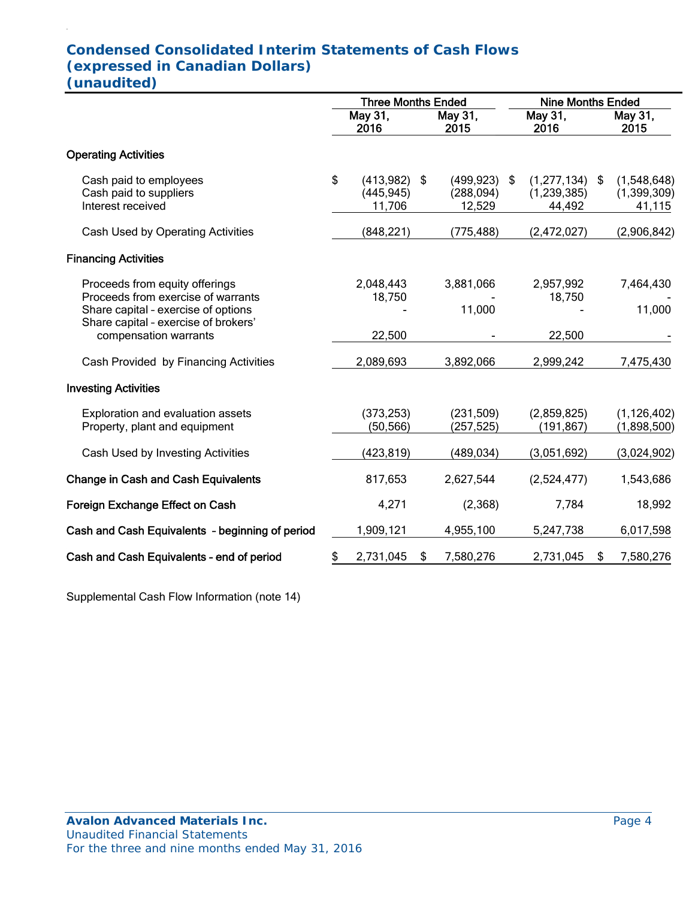# Condensed Consolidated Interim Statements of Cash Flows
## (expressed in Canadian Dollars)
## (unaudited)

| | Three Months Ended | | Nine Months Ended | |
|---|---|---|---|---|
| | May 31, 2016 | May 31, 2015 | May 31, 2016 | May 31, 2015 |
| **Operating Activities** | | | | |
| Cash paid to employees | $ (413,982) | $ (499,923) | $ (1,277,134) | $ (1,548,648) |
| Cash paid to suppliers | (445,945) | (288,094) | (1,239,385) | (1,399,309) |
| Interest received | 11,706 | 12,529 | 44,492 | 41,115 |
| Cash Used by Operating Activities | (848,221) | (775,488) | (2,472,027) | (2,906,842) |
| **Financing Activities** | | | | |
| Proceeds from equity offerings | 2,048,443 | 3,881,066 | 2,957,992 | 7,464,430 |
| Proceeds from exercise of warrants | 18,750 | - | 18,750 | - |
| Share capital – exercise of options | - | 11,000 | - | 11,000 |
| Share capital – exercise of brokers' compensation warrants | 22,500 | - | 22,500 | - |
| Cash Provided by Financing Activities | 2,089,693 | 3,892,066 | 2,999,242 | 7,475,430 |
| **Investing Activities** | | | | |
| Exploration and evaluation assets | (373,253) | (231,509) | (2,859,825) | (1,126,402) |
| Property, plant and equipment | (50,566) | (257,525) | (191,867) | (1,898,500) |
| Cash Used by Investing Activities | (423,819) | (489,034) | (3,051,692) | (3,024,902) |
| **Change in Cash and Cash Equivalents** | 817,653 | 2,627,544 | (2,524,477) | 1,543,686 |
| **Foreign Exchange Effect on Cash** | 4,271 | (2,368) | 7,784 | 18,992 |
| **Cash and Cash Equivalents – beginning of period** | 1,909,121 | 4,955,100 | 5,247,738 | 6,017,598 |
| **Cash and Cash Equivalents – end of period** | $ 2,731,045 | $ 7,580,276 | 2,731,045 | $ 7,580,276 |

Supplemental Cash Flow Information (note 14)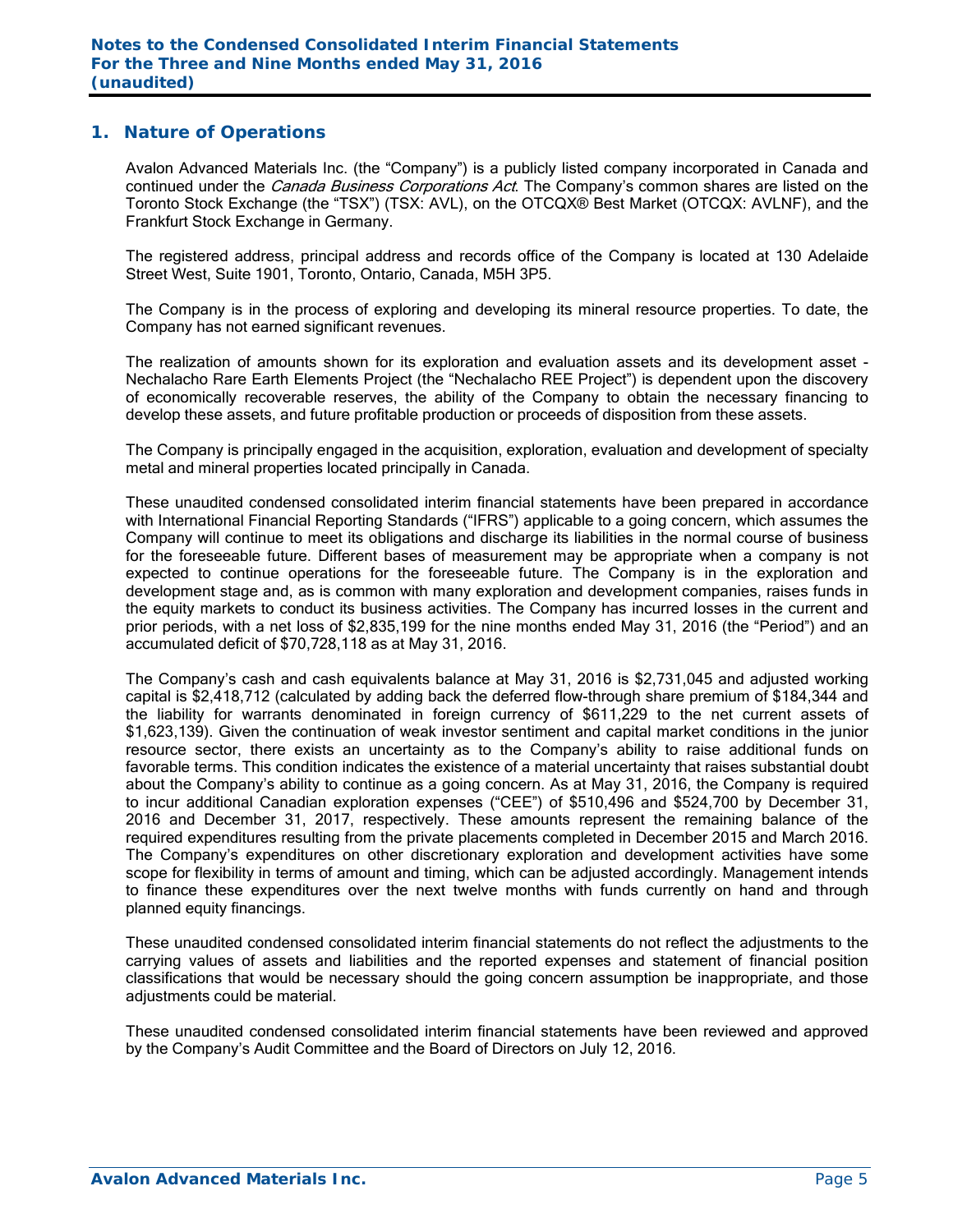## 1. Nature of Operations

Avalon Advanced Materials Inc. (the "Company") is a publicly listed company incorporated in Canada and continued under the *Canada Business Corporations Act*. The Company's common shares are listed on the Toronto Stock Exchange (the "TSX") (TSX: AVL), on the OTCQX® Best Market (OTCQX: AVLNF), and the Frankfurt Stock Exchange in Germany.

The registered address, principal address and records office of the Company is located at 130 Adelaide Street West, Suite 1901, Toronto, Ontario, Canada, M5H 3P5.

The Company is in the process of exploring and developing its mineral resource properties. To date, the Company has not earned significant revenues.

The realization of amounts shown for its exploration and evaluation assets and its development asset - Nechalacho Rare Earth Elements Project (the "Nechalacho REE Project") is dependent upon the discovery of economically recoverable reserves, the ability of the Company to obtain the necessary financing to develop these assets, and future profitable production or proceeds of disposition from these assets.

The Company is principally engaged in the acquisition, exploration, evaluation and development of specialty metal and mineral properties located principally in Canada.

These unaudited condensed consolidated interim financial statements have been prepared in accordance with International Financial Reporting Standards ("IFRS") applicable to a going concern, which assumes the Company will continue to meet its obligations and discharge its liabilities in the normal course of business for the foreseeable future. Different bases of measurement may be appropriate when a company is not expected to continue operations for the foreseeable future. The Company is in the exploration and development stage and, as is common with many exploration and development companies, raises funds in the equity markets to conduct its business activities. The Company has incurred losses in the current and prior periods, with a net loss of $2,835,199 for the nine months ended May 31, 2016 (the "Period") and an accumulated deficit of $70,728,118 as at May 31, 2016.

The Company's cash and cash equivalents balance at May 31, 2016 is $2,731,045 and adjusted working capital is $2,418,712 (calculated by adding back the deferred flow-through share premium of $184,344 and the liability for warrants denominated in foreign currency of $611,229 to the net current assets of $1,623,139). Given the continuation of weak investor sentiment and capital market conditions in the junior resource sector, there exists an uncertainty as to the Company's ability to raise additional funds on favorable terms. This condition indicates the existence of a material uncertainty that raises substantial doubt about the Company's ability to continue as a going concern. As at May 31, 2016, the Company is required to incur additional Canadian exploration expenses ("CEE") of $510,496 and $524,700 by December 31, 2016 and December 31, 2017, respectively. These amounts represent the remaining balance of the required expenditures resulting from the private placements completed in December 2015 and March 2016. The Company's expenditures on other discretionary exploration and development activities have some scope for flexibility in terms of amount and timing, which can be adjusted accordingly. Management intends to finance these expenditures over the next twelve months with funds currently on hand and through planned equity financings.

These unaudited condensed consolidated interim financial statements do not reflect the adjustments to the carrying values of assets and liabilities and the reported expenses and statement of financial position classifications that would be necessary should the going concern assumption be inappropriate, and those adjustments could be material.

These unaudited condensed consolidated interim financial statements have been reviewed and approved by the Company's Audit Committee and the Board of Directors on July 12, 2016.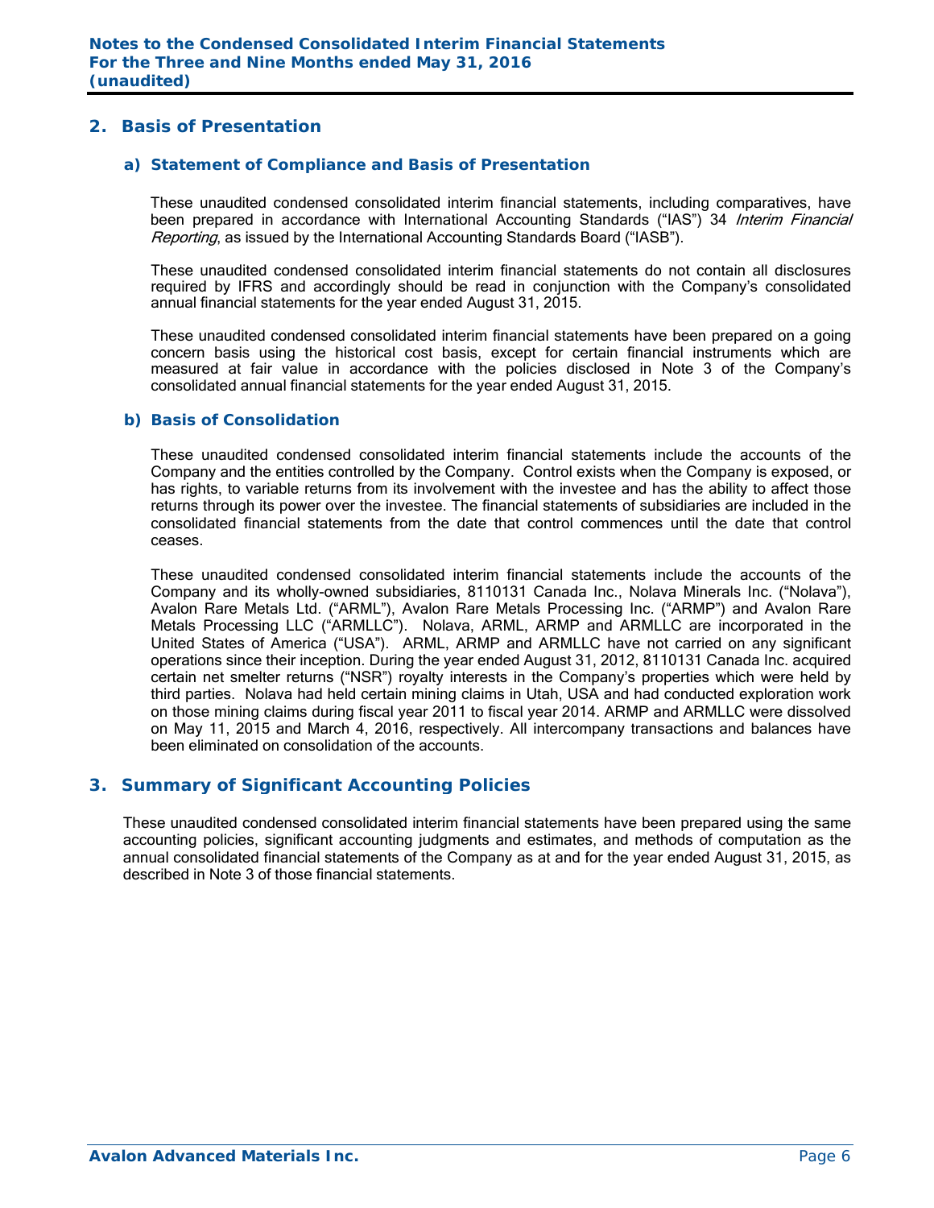## 2. Basis of Presentation

### a) Statement of Compliance and Basis of Presentation

These unaudited condensed consolidated interim financial statements, including comparatives, have been prepared in accordance with International Accounting Standards ("IAS") 34 *Interim Financial Reporting*, as issued by the International Accounting Standards Board ("IASB").

These unaudited condensed consolidated interim financial statements do not contain all disclosures required by IFRS and accordingly should be read in conjunction with the Company's consolidated annual financial statements for the year ended August 31, 2015.

These unaudited condensed consolidated interim financial statements have been prepared on a going concern basis using the historical cost basis, except for certain financial instruments which are measured at fair value in accordance with the policies disclosed in Note 3 of the Company's consolidated annual financial statements for the year ended August 31, 2015.

### b) Basis of Consolidation

These unaudited condensed consolidated interim financial statements include the accounts of the Company and the entities controlled by the Company. Control exists when the Company is exposed, or has rights, to variable returns from its involvement with the investee and has the ability to affect those returns through its power over the investee. The financial statements of subsidiaries are included in the consolidated financial statements from the date that control commences until the date that control ceases.

These unaudited condensed consolidated interim financial statements include the accounts of the Company and its wholly-owned subsidiaries, 8110131 Canada Inc., Nolava Minerals Inc. ("Nolava"), Avalon Rare Metals Ltd. ("ARML"), Avalon Rare Metals Processing Inc. ("ARMP") and Avalon Rare Metals Processing LLC ("ARMLLC"). Nolava, ARML, ARMP and ARMLLC are incorporated in the United States of America ("USA"). ARML, ARMP and ARMLLC have not carried on any significant operations since their inception. During the year ended August 31, 2012, 8110131 Canada Inc. acquired certain net smelter returns ("NSR") royalty interests in the Company's properties which were held by third parties. Nolava had held certain mining claims in Utah, USA and had conducted exploration work on those mining claims during fiscal year 2011 to fiscal year 2014. ARMP and ARMLLC were dissolved on May 11, 2015 and March 4, 2016, respectively. All intercompany transactions and balances have been eliminated on consolidation of the accounts.

## 3. Summary of Significant Accounting Policies

These unaudited condensed consolidated interim financial statements have been prepared using the same accounting policies, significant accounting judgments and estimates, and methods of computation as the annual consolidated financial statements of the Company as at and for the year ended August 31, 2015, as described in Note 3 of those financial statements.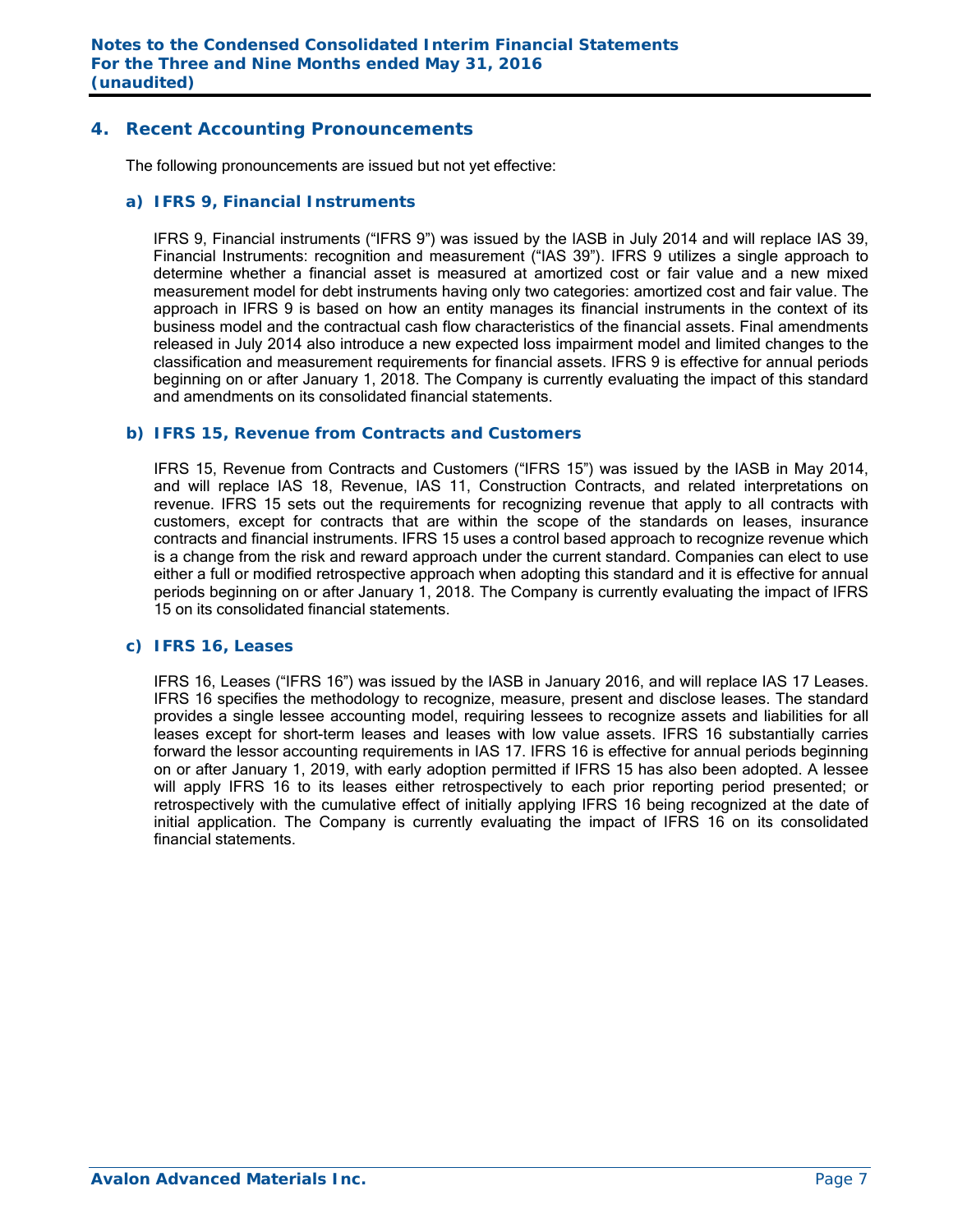## 4. Recent Accounting Pronouncements

The following pronouncements are issued but not yet effective:

### a) IFRS 9, Financial Instruments

IFRS 9, Financial instruments ("IFRS 9") was issued by the IASB in July 2014 and will replace IAS 39, Financial Instruments: recognition and measurement ("IAS 39"). IFRS 9 utilizes a single approach to determine whether a financial asset is measured at amortized cost or fair value and a new mixed measurement model for debt instruments having only two categories: amortized cost and fair value. The approach in IFRS 9 is based on how an entity manages its financial instruments in the context of its business model and the contractual cash flow characteristics of the financial assets. Final amendments released in July 2014 also introduce a new expected loss impairment model and limited changes to the classification and measurement requirements for financial assets. IFRS 9 is effective for annual periods beginning on or after January 1, 2018. The Company is currently evaluating the impact of this standard and amendments on its consolidated financial statements.

### b) IFRS 15, Revenue from Contracts and Customers

IFRS 15, Revenue from Contracts and Customers ("IFRS 15") was issued by the IASB in May 2014, and will replace IAS 18, Revenue, IAS 11, Construction Contracts, and related interpretations on revenue. IFRS 15 sets out the requirements for recognizing revenue that apply to all contracts with customers, except for contracts that are within the scope of the standards on leases, insurance contracts and financial instruments. IFRS 15 uses a control based approach to recognize revenue which is a change from the risk and reward approach under the current standard. Companies can elect to use either a full or modified retrospective approach when adopting this standard and it is effective for annual periods beginning on or after January 1, 2018. The Company is currently evaluating the impact of IFRS 15 on its consolidated financial statements.

### c) IFRS 16, Leases

IFRS 16, Leases ("IFRS 16") was issued by the IASB in January 2016, and will replace IAS 17 Leases. IFRS 16 specifies the methodology to recognize, measure, present and disclose leases. The standard provides a single lessee accounting model, requiring lessees to recognize assets and liabilities for all leases except for short-term leases and leases with low value assets. IFRS 16 substantially carries forward the lessor accounting requirements in IAS 17. IFRS 16 is effective for annual periods beginning on or after January 1, 2019, with early adoption permitted if IFRS 15 has also been adopted. A lessee will apply IFRS 16 to its leases either retrospectively to each prior reporting period presented; or retrospectively with the cumulative effect of initially applying IFRS 16 being recognized at the date of initial application. The Company is currently evaluating the impact of IFRS 16 on its consolidated financial statements.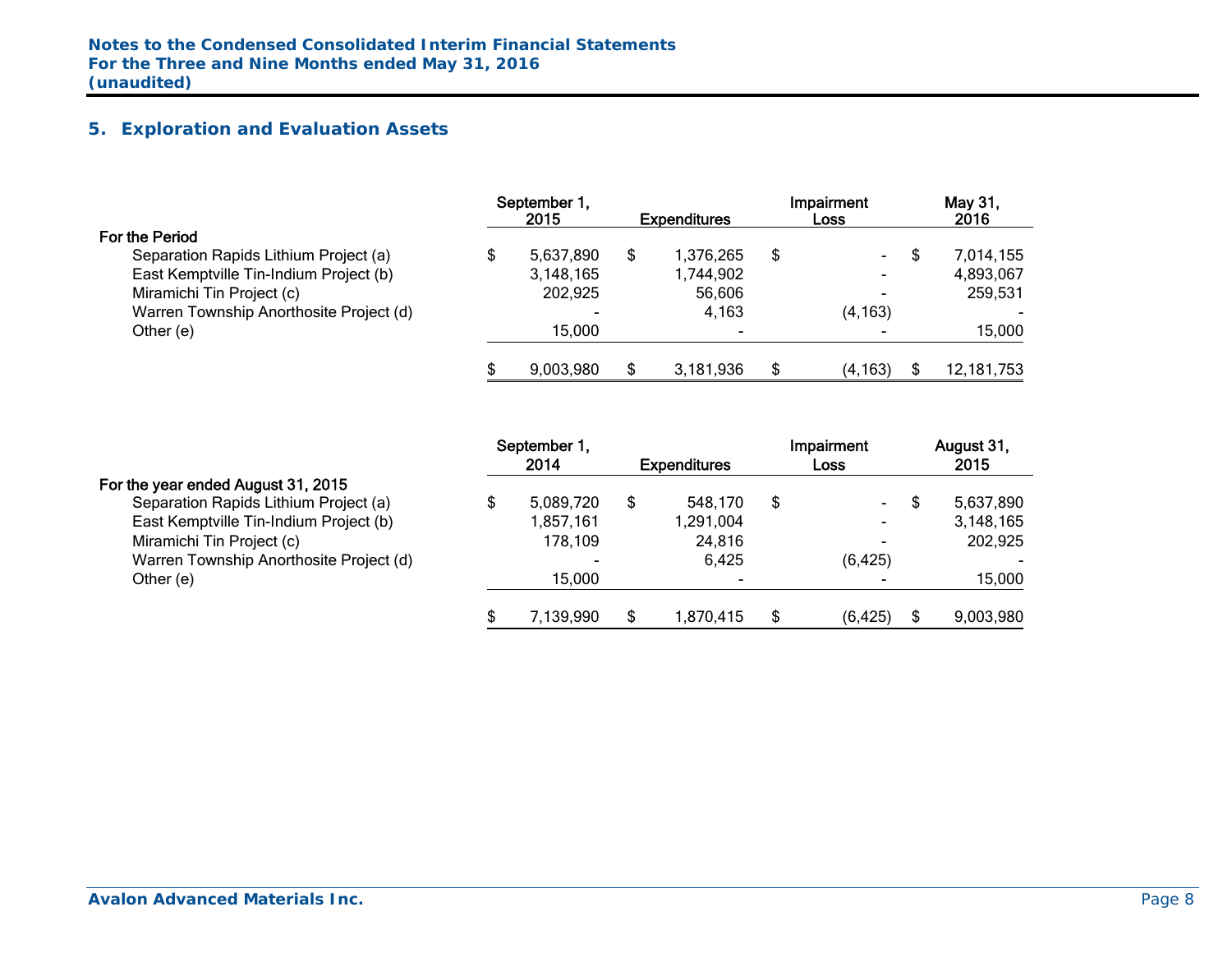## 5. Exploration and Evaluation Assets

| | September 1, 2015 | Expenditures | Impairment Loss | May 31, 2016 |
|---|---|---|---|---|
| **For the Period** | | | | |
| Separation Rapids Lithium Project (a) | $ 5,637,890 | $ 1,376,265 | $ - | $ 7,014,155 |
| East Kemptville Tin-Indium Project (b) | 3,148,165 | 1,744,902 | - | 4,893,067 |
| Miramichi Tin Project (c) | 202,925 | 56,606 | - | 259,531 |
| Warren Township Anorthosite Project (d) | - | 4,163 | (4,163) | - |
| Other (e) | 15,000 | - | - | 15,000 |
| | $ 9,003,980 | $ 3,181,936 | $ (4,163) | $ 12,181,753 |

| | September 1, 2014 | Expenditures | Impairment Loss | August 31, 2015 |
|---|---|---|---|---|
| **For the year ended August 31, 2015** | | | | |
| Separation Rapids Lithium Project (a) | $ 5,089,720 | $ 548,170 | $ - | $ 5,637,890 |
| East Kemptville Tin-Indium Project (b) | 1,857,161 | 1,291,004 | - | 3,148,165 |
| Miramichi Tin Project (c) | 178,109 | 24,816 | - | 202,925 |
| Warren Township Anorthosite Project (d) | - | 6,425 | (6,425) | - |
| Other (e) | 15,000 | - | - | 15,000 |
| | $ 7,139,990 | $ 1,870,415 | $ (6,425) | $ 9,003,980 |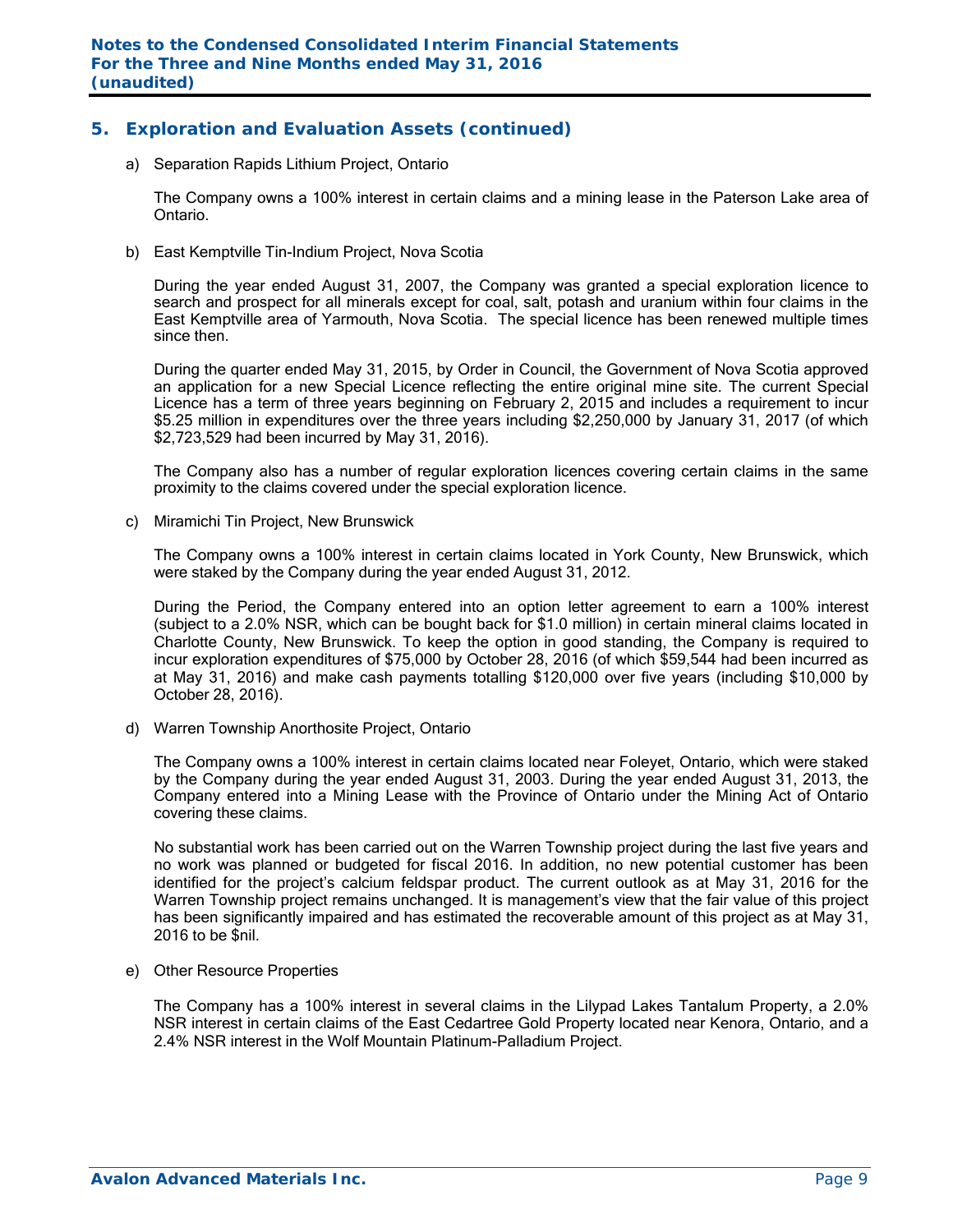## 5. Exploration and Evaluation Assets (continued)

a) Separation Rapids Lithium Project, Ontario

The Company owns a 100% interest in certain claims and a mining lease in the Paterson Lake area of Ontario.

b) East Kemptville Tin-Indium Project, Nova Scotia

During the year ended August 31, 2007, the Company was granted a special exploration licence to search and prospect for all minerals except for coal, salt, potash and uranium within four claims in the East Kemptville area of Yarmouth, Nova Scotia. The special licence has been renewed multiple times since then.

During the quarter ended May 31, 2015, by Order in Council, the Government of Nova Scotia approved an application for a new Special Licence reflecting the entire original mine site. The current Special Licence has a term of three years beginning on February 2, 2015 and includes a requirement to incur $5.25 million in expenditures over the three years including $2,250,000 by January 31, 2017 (of which $2,723,529 had been incurred by May 31, 2016).

The Company also has a number of regular exploration licences covering certain claims in the same proximity to the claims covered under the special exploration licence.

c) Miramichi Tin Project, New Brunswick

The Company owns a 100% interest in certain claims located in York County, New Brunswick, which were staked by the Company during the year ended August 31, 2012.

During the Period, the Company entered into an option letter agreement to earn a 100% interest (subject to a 2.0% NSR, which can be bought back for $1.0 million) in certain mineral claims located in Charlotte County, New Brunswick. To keep the option in good standing, the Company is required to incur exploration expenditures of $75,000 by October 28, 2016 (of which $59,544 had been incurred as at May 31, 2016) and make cash payments totalling $120,000 over five years (including $10,000 by October 28, 2016).

d) Warren Township Anorthosite Project, Ontario

The Company owns a 100% interest in certain claims located near Foleyet, Ontario, which were staked by the Company during the year ended August 31, 2003. During the year ended August 31, 2013, the Company entered into a Mining Lease with the Province of Ontario under the Mining Act of Ontario covering these claims.

No substantial work has been carried out on the Warren Township project during the last five years and no work was planned or budgeted for fiscal 2016. In addition, no new potential customer has been identified for the project's calcium feldspar product. The current outlook as at May 31, 2016 for the Warren Township project remains unchanged. It is management's view that the fair value of this project has been significantly impaired and has estimated the recoverable amount of this project as at May 31, 2016 to be $nil.

e) Other Resource Properties

The Company has a 100% interest in several claims in the Lilypad Lakes Tantalum Property, a 2.0% NSR interest in certain claims of the East Cedartree Gold Property located near Kenora, Ontario, and a 2.4% NSR interest in the Wolf Mountain Platinum-Palladium Project.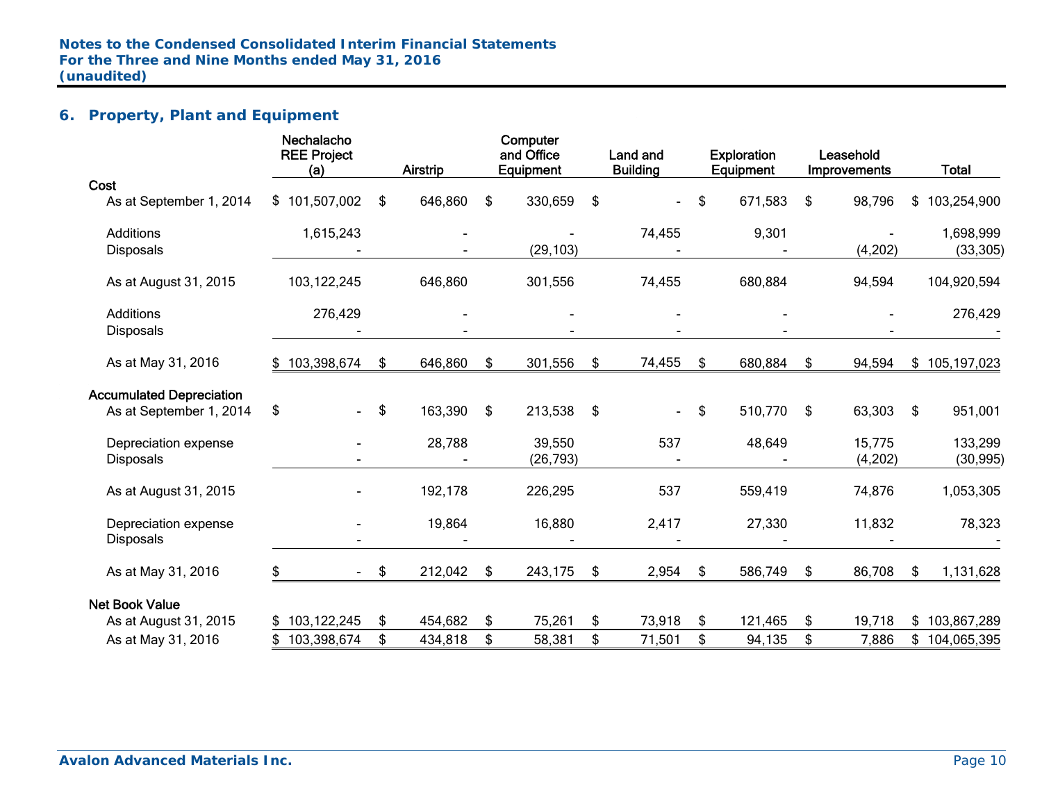## 6. Property, Plant and Equipment

| | Nechalacho REE Project (a) | Airstrip | Computer and Office Equipment | Land and Building | Exploration Equipment | Leasehold Improvements | Total |
|---|---|---|---|---|---|---|---|
| **Cost** | | | | | | | |
| As at September 1, 2014 | $ 101,507,002 | $ 646,860 | $ 330,659 | $ - | $ 671,583 | $ 98,796 | $ 103,254,900 |
| Additions | 1,615,243 | - | - | 74,455 | 9,301 | - | 1,698,999 |
| Disposals | - | - | (29,103) | - | - | (4,202) | (33,305) |
| As at August 31, 2015 | 103,122,245 | 646,860 | 301,556 | 74,455 | 680,884 | 94,594 | 104,920,594 |
| Additions | 276,429 | - | - | - | - | - | 276,429 |
| Disposals | - | - | - | - | - | - | - |
| As at May 31, 2016 | $ 103,398,674 | $ 646,860 | $ 301,556 | $ 74,455 | $ 680,884 | $ 94,594 | $ 105,197,023 |
| **Accumulated Depreciation** | | | | | | | |
| As at September 1, 2014 | $ - | $ 163,390 | $ 213,538 | $ - | $ 510,770 | $ 63,303 | $ 951,001 |
| Depreciation expense | - | 28,788 | 39,550 | 537 | 48,649 | 15,775 | 133,299 |
| Disposals | - | - | (26,793) | - | - | (4,202) | (30,995) |
| As at August 31, 2015 | - | 192,178 | 226,295 | 537 | 559,419 | 74,876 | 1,053,305 |
| Depreciation expense | - | 19,864 | 16,880 | 2,417 | 27,330 | 11,832 | 78,323 |
| Disposals | - | - | - | - | - | - | - |
| As at May 31, 2016 | $ - | $ 212,042 | $ 243,175 | $ 2,954 | $ 586,749 | $ 86,708 | $ 1,131,628 |
| **Net Book Value** | | | | | | | |
| As at August 31, 2015 | $ 103,122,245 | $ 454,682 | $ 75,261 | $ 73,918 | $ 121,465 | $ 19,718 | $ 103,867,289 |
| As at May 31, 2016 | $ 103,398,674 | $ 434,818 | $ 58,381 | $ 71,501 | $ 94,135 | $ 7,886 | $ 104,065,395 |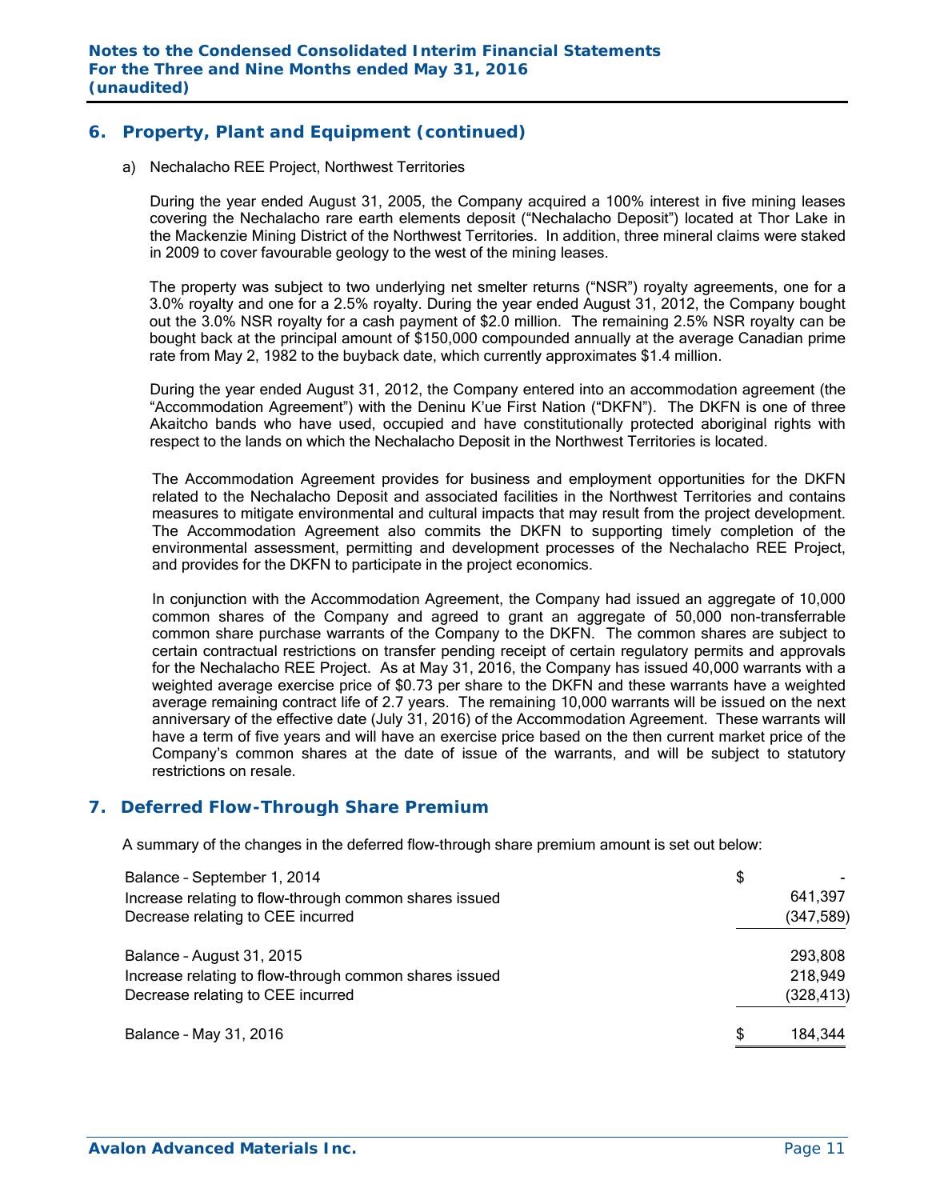## 6. Property, Plant and Equipment (continued)

a) Nechalacho REE Project, Northwest Territories

During the year ended August 31, 2005, the Company acquired a 100% interest in five mining leases covering the Nechalacho rare earth elements deposit ("Nechalacho Deposit") located at Thor Lake in the Mackenzie Mining District of the Northwest Territories. In addition, three mineral claims were staked in 2009 to cover favourable geology to the west of the mining leases.

The property was subject to two underlying net smelter returns ("NSR") royalty agreements, one for a 3.0% royalty and one for a 2.5% royalty. During the year ended August 31, 2012, the Company bought out the 3.0% NSR royalty for a cash payment of $2.0 million. The remaining 2.5% NSR royalty can be bought back at the principal amount of $150,000 compounded annually at the average Canadian prime rate from May 2, 1982 to the buyback date, which currently approximates $1.4 million.

During the year ended August 31, 2012, the Company entered into an accommodation agreement (the "Accommodation Agreement") with the Deninu K'ue First Nation ("DKFN"). The DKFN is one of three Akaitcho bands who have used, occupied and have constitutionally protected aboriginal rights with respect to the lands on which the Nechalacho Deposit in the Northwest Territories is located.

The Accommodation Agreement provides for business and employment opportunities for the DKFN related to the Nechalacho Deposit and associated facilities in the Northwest Territories and contains measures to mitigate environmental and cultural impacts that may result from the project development. The Accommodation Agreement also commits the DKFN to supporting timely completion of the environmental assessment, permitting and development processes of the Nechalacho REE Project, and provides for the DKFN to participate in the project economics.

In conjunction with the Accommodation Agreement, the Company had issued an aggregate of 10,000 common shares of the Company and agreed to grant an aggregate of 50,000 non-transferrable common share purchase warrants of the Company to the DKFN. The common shares are subject to certain contractual restrictions on transfer pending receipt of certain regulatory permits and approvals for the Nechalacho REE Project. As at May 31, 2016, the Company has issued 40,000 warrants with a weighted average exercise price of $0.73 per share to the DKFN and these warrants have a weighted average remaining contract life of 2.7 years. The remaining 10,000 warrants will be issued on the next anniversary of the effective date (July 31, 2016) of the Accommodation Agreement. These warrants will have a term of five years and will have an exercise price based on the then current market price of the Company's common shares at the date of issue of the warrants, and will be subject to statutory restrictions on resale.

## 7. Deferred Flow-Through Share Premium

A summary of the changes in the deferred flow-through share premium amount is set out below:

| | |
|---|---|
| Balance – September 1, 2014 | $ - |
| Increase relating to flow-through common shares issued | 641,397 |
| Decrease relating to CEE incurred | (347,589) |
| Balance – August 31, 2015 | 293,808 |
| Increase relating to flow-through common shares issued | 218,949 |
| Decrease relating to CEE incurred | (328,413) |
| Balance – May 31, 2016 | $ 184,344 |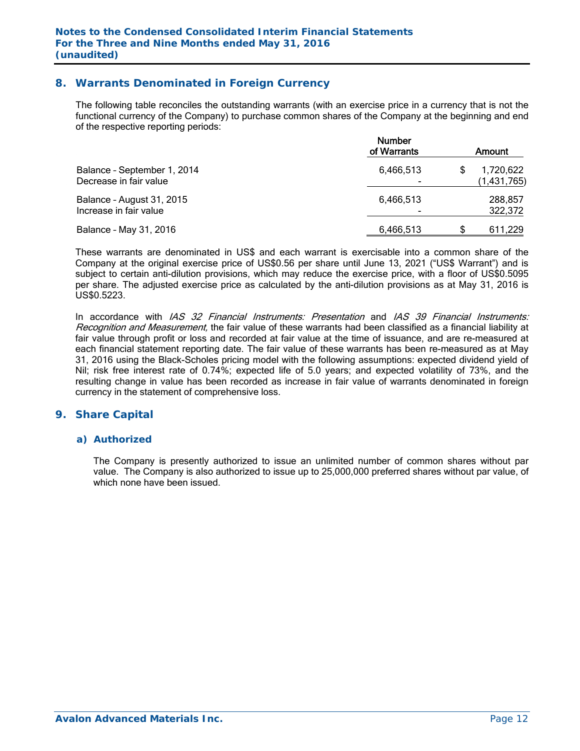## 8. Warrants Denominated in Foreign Currency

The following table reconciles the outstanding warrants (with an exercise price in a currency that is not the functional currency of the Company) to purchase common shares of the Company at the beginning and end of the respective reporting periods:

| | Number of Warrants | Amount |
|---|---|---|
| Balance – September 1, 2014 | 6,466,513 | $ 1,720,622 |
| Decrease in fair value | - | (1,431,765) |
| Balance – August 31, 2015 | 6,466,513 | 288,857 |
| Increase in fair value | - | 322,372 |
| Balance – May 31, 2016 | 6,466,513 | $ 611,229 |

These warrants are denominated in US$ and each warrant is exercisable into a common share of the Company at the original exercise price of US$0.56 per share until June 13, 2021 ("US$ Warrant") and is subject to certain anti-dilution provisions, which may reduce the exercise price, with a floor of US$0.5095 per share. The adjusted exercise price as calculated by the anti-dilution provisions as at May 31, 2016 is US$0.5223.

In accordance with *IAS 32 Financial Instruments: Presentation* and *IAS 39 Financial Instruments: Recognition and Measurement,* the fair value of these warrants had been classified as a financial liability at fair value through profit or loss and recorded at fair value at the time of issuance, and are re-measured at each financial statement reporting date. The fair value of these warrants has been re-measured as at May 31, 2016 using the Black-Scholes pricing model with the following assumptions: expected dividend yield of Nil; risk free interest rate of 0.74%; expected life of 5.0 years; and expected volatility of 73%, and the resulting change in value has been recorded as increase in fair value of warrants denominated in foreign currency in the statement of comprehensive loss.

## 9. Share Capital

### a) Authorized

The Company is presently authorized to issue an unlimited number of common shares without par value. The Company is also authorized to issue up to 25,000,000 preferred shares without par value, of which none have been issued.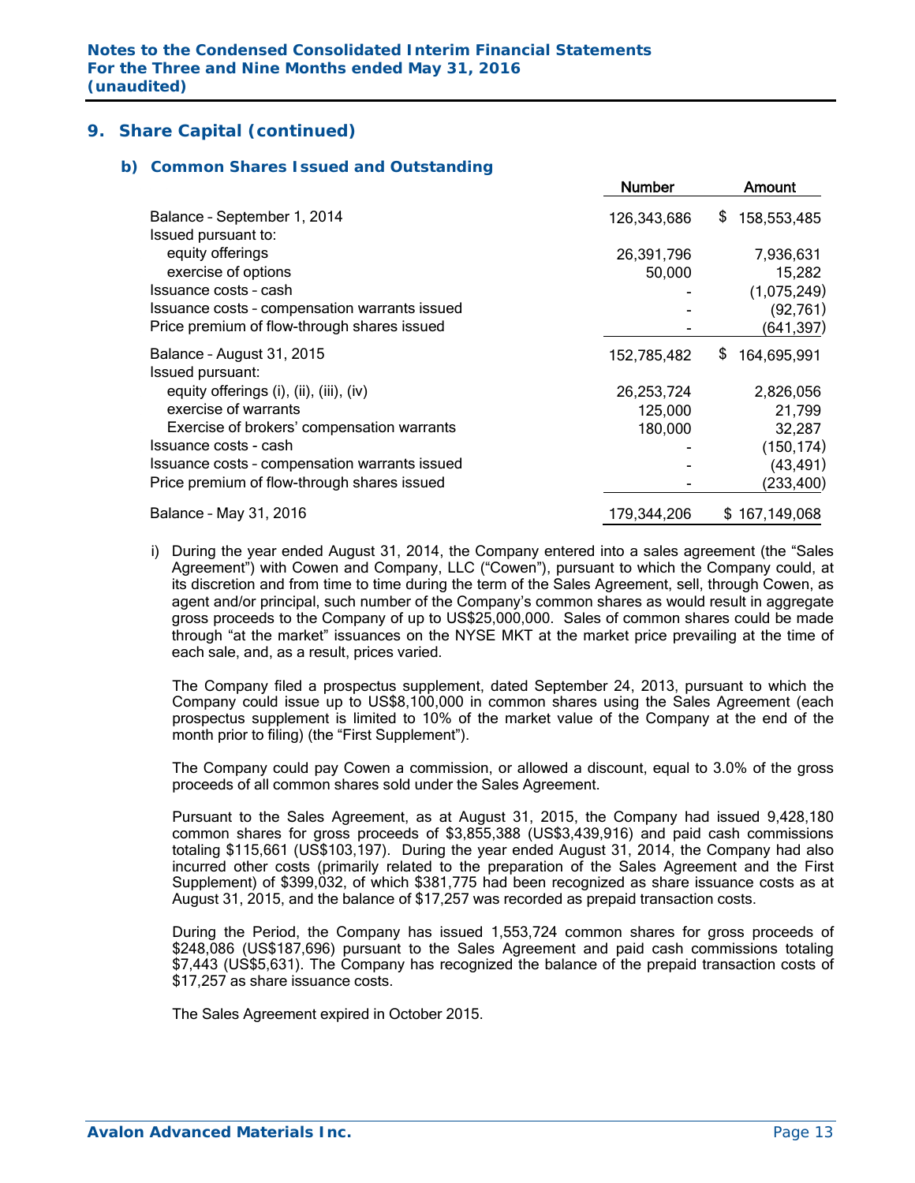## 9. Share Capital (continued)

### b) Common Shares Issued and Outstanding

| | Number | Amount |
|---|---|---|
| Balance – September 1, 2014 | 126,343,686 | $ 158,553,485 |
| Issued pursuant to: | | |
| equity offerings | 26,391,796 | 7,936,631 |
| exercise of options | 50,000 | 15,282 |
| Issuance costs – cash | - | (1,075,249) |
| Issuance costs – compensation warrants issued | - | (92,761) |
| Price premium of flow-through shares issued | - | (641,397) |
| Balance – August 31, 2015 | 152,785,482 | $ 164,695,991 |
| Issued pursuant: | | |
| equity offerings (i), (ii), (iii), (iv) | 26,253,724 | 2,826,056 |
| exercise of warrants | 125,000 | 21,799 |
| Exercise of brokers' compensation warrants | 180,000 | 32,287 |
| Issuance costs - cash | - | (150,174) |
| Issuance costs – compensation warrants issued | - | (43,491) |
| Price premium of flow-through shares issued | - | (233,400) |
| Balance – May 31, 2016 | 179,344,206 | $ 167,149,068 |

i) During the year ended August 31, 2014, the Company entered into a sales agreement (the "Sales Agreement") with Cowen and Company, LLC ("Cowen"), pursuant to which the Company could, at its discretion and from time to time during the term of the Sales Agreement, sell, through Cowen, as agent and/or principal, such number of the Company's common shares as would result in aggregate gross proceeds to the Company of up to US$25,000,000. Sales of common shares could be made through "at the market" issuances on the NYSE MKT at the market price prevailing at the time of each sale, and, as a result, prices varied.

The Company filed a prospectus supplement, dated September 24, 2013, pursuant to which the Company could issue up to US$8,100,000 in common shares using the Sales Agreement (each prospectus supplement is limited to 10% of the market value of the Company at the end of the month prior to filing) (the "First Supplement").

The Company could pay Cowen a commission, or allowed a discount, equal to 3.0% of the gross proceeds of all common shares sold under the Sales Agreement.

Pursuant to the Sales Agreement, as at August 31, 2015, the Company had issued 9,428,180 common shares for gross proceeds of $3,855,388 (US$3,439,916) and paid cash commissions totaling $115,661 (US$103,197). During the year ended August 31, 2014, the Company had also incurred other costs (primarily related to the preparation of the Sales Agreement and the First Supplement) of $399,032, of which $381,775 had been recognized as share issuance costs as at August 31, 2015, and the balance of $17,257 was recorded as prepaid transaction costs.

During the Period, the Company has issued 1,553,724 common shares for gross proceeds of $248,086 (US$187,696) pursuant to the Sales Agreement and paid cash commissions totaling $7,443 (US$5,631). The Company has recognized the balance of the prepaid transaction costs of $17,257 as share issuance costs.

The Sales Agreement expired in October 2015.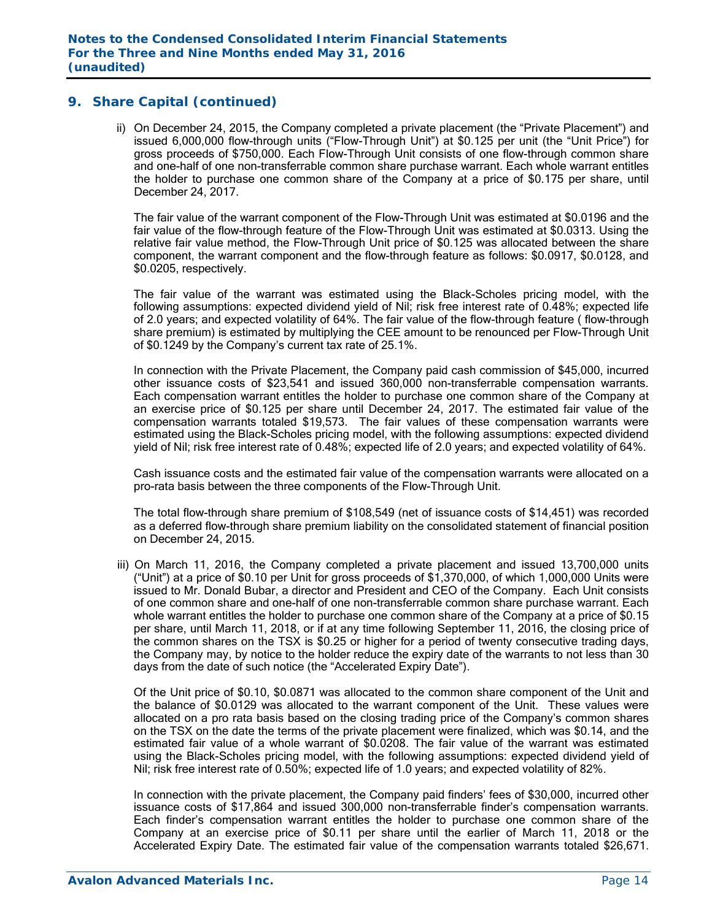## 9. Share Capital (continued)

ii) On December 24, 2015, the Company completed a private placement (the "Private Placement") and issued 6,000,000 flow-through units ("Flow-Through Unit") at $0.125 per unit (the "Unit Price") for gross proceeds of $750,000. Each Flow-Through Unit consists of one flow-through common share and one-half of one non-transferrable common share purchase warrant. Each whole warrant entitles the holder to purchase one common share of the Company at a price of $0.175 per share, until December 24, 2017.

The fair value of the warrant component of the Flow-Through Unit was estimated at $0.0196 and the fair value of the flow-through feature of the Flow-Through Unit was estimated at $0.0313. Using the relative fair value method, the Flow-Through Unit price of $0.125 was allocated between the share component, the warrant component and the flow-through feature as follows: $0.0917, $0.0128, and $0.0205, respectively.

The fair value of the warrant was estimated using the Black-Scholes pricing model, with the following assumptions: expected dividend yield of Nil; risk free interest rate of 0.48%; expected life of 2.0 years; and expected volatility of 64%. The fair value of the flow-through feature ( flow-through share premium) is estimated by multiplying the CEE amount to be renounced per Flow-Through Unit of $0.1249 by the Company's current tax rate of 25.1%.

In connection with the Private Placement, the Company paid cash commission of $45,000, incurred other issuance costs of $23,541 and issued 360,000 non-transferrable compensation warrants. Each compensation warrant entitles the holder to purchase one common share of the Company at an exercise price of $0.125 per share until December 24, 2017. The estimated fair value of the compensation warrants totaled $19,573. The fair values of these compensation warrants were estimated using the Black-Scholes pricing model, with the following assumptions: expected dividend yield of Nil; risk free interest rate of 0.48%; expected life of 2.0 years; and expected volatility of 64%.

Cash issuance costs and the estimated fair value of the compensation warrants were allocated on a pro-rata basis between the three components of the Flow-Through Unit.

The total flow-through share premium of $108,549 (net of issuance costs of $14,451) was recorded as a deferred flow-through share premium liability on the consolidated statement of financial position on December 24, 2015.

iii) On March 11, 2016, the Company completed a private placement and issued 13,700,000 units ("Unit") at a price of $0.10 per Unit for gross proceeds of $1,370,000, of which 1,000,000 Units were issued to Mr. Donald Bubar, a director and President and CEO of the Company. Each Unit consists of one common share and one-half of one non-transferrable common share purchase warrant. Each whole warrant entitles the holder to purchase one common share of the Company at a price of $0.15 per share, until March 11, 2018, or if at any time following September 11, 2016, the closing price of the common shares on the TSX is $0.25 or higher for a period of twenty consecutive trading days, the Company may, by notice to the holder reduce the expiry date of the warrants to not less than 30 days from the date of such notice (the "Accelerated Expiry Date").

Of the Unit price of $0.10, $0.0871 was allocated to the common share component of the Unit and the balance of $0.0129 was allocated to the warrant component of the Unit. These values were allocated on a pro rata basis based on the closing trading price of the Company's common shares on the TSX on the date the terms of the private placement were finalized, which was $0.14, and the estimated fair value of a whole warrant of $0.0208. The fair value of the warrant was estimated using the Black-Scholes pricing model, with the following assumptions: expected dividend yield of Nil; risk free interest rate of 0.50%; expected life of 1.0 years; and expected volatility of 82%.

In connection with the private placement, the Company paid finders' fees of $30,000, incurred other issuance costs of $17,864 and issued 300,000 non-transferrable finder's compensation warrants. Each finder's compensation warrant entitles the holder to purchase one common share of the Company at an exercise price of $0.11 per share until the earlier of March 11, 2018 or the Accelerated Expiry Date. The estimated fair value of the compensation warrants totaled $26,671.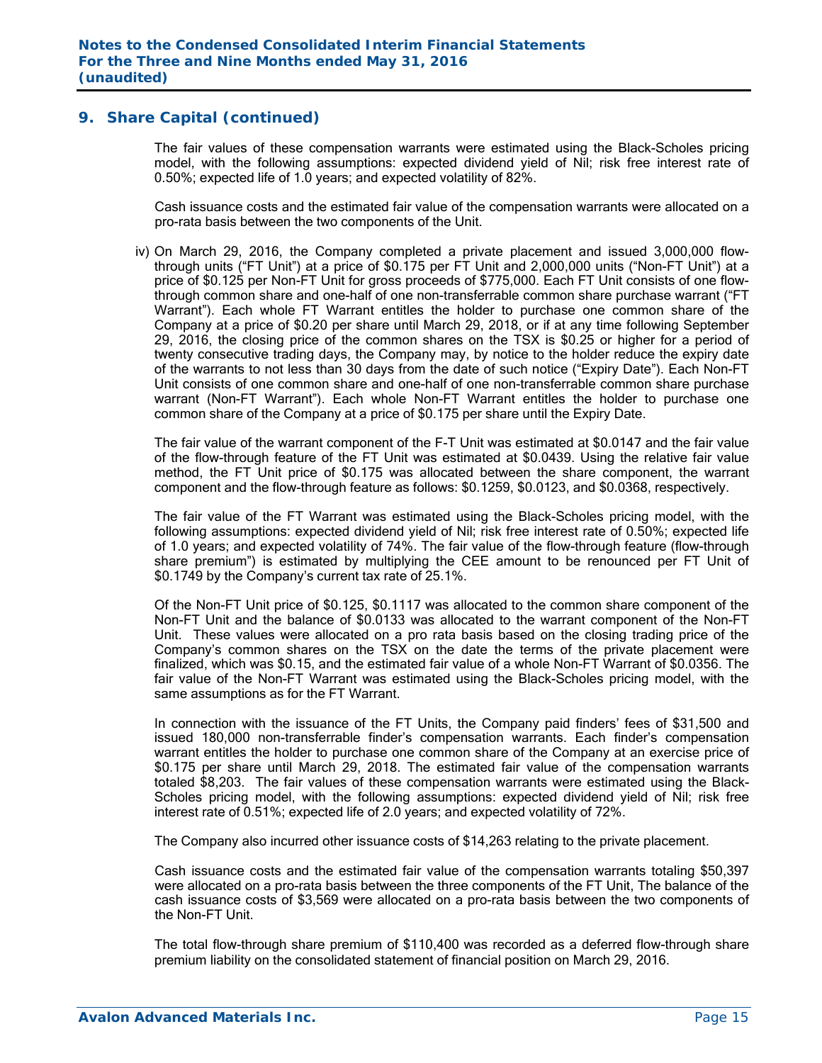## 9. Share Capital (continued)

The fair values of these compensation warrants were estimated using the Black-Scholes pricing model, with the following assumptions: expected dividend yield of Nil; risk free interest rate of 0.50%; expected life of 1.0 years; and expected volatility of 82%.

Cash issuance costs and the estimated fair value of the compensation warrants were allocated on a pro-rata basis between the two components of the Unit.

iv) On March 29, 2016, the Company completed a private placement and issued 3,000,000 flow-through units ("FT Unit") at a price of $0.175 per FT Unit and 2,000,000 units ("Non-FT Unit") at a price of $0.125 per Non-FT Unit for gross proceeds of $775,000. Each FT Unit consists of one flow-through common share and one-half of one non-transferrable common share purchase warrant ("FT Warrant"). Each whole FT Warrant entitles the holder to purchase one common share of the Company at a price of $0.20 per share until March 29, 2018, or if at any time following September 29, 2016, the closing price of the common shares on the TSX is $0.25 or higher for a period of twenty consecutive trading days, the Company may, by notice to the holder reduce the expiry date of the warrants to not less than 30 days from the date of such notice ("Expiry Date"). Each Non-FT Unit consists of one common share and one-half of one non-transferrable common share purchase warrant (Non-FT Warrant"). Each whole Non-FT Warrant entitles the holder to purchase one common share of the Company at a price of $0.175 per share until the Expiry Date.

The fair value of the warrant component of the F-T Unit was estimated at $0.0147 and the fair value of the flow-through feature of the FT Unit was estimated at $0.0439. Using the relative fair value method, the FT Unit price of $0.175 was allocated between the share component, the warrant component and the flow-through feature as follows: $0.1259, $0.0123, and $0.0368, respectively.

The fair value of the FT Warrant was estimated using the Black-Scholes pricing model, with the following assumptions: expected dividend yield of Nil; risk free interest rate of 0.50%; expected life of 1.0 years; and expected volatility of 74%. The fair value of the flow-through feature (flow-through share premium") is estimated by multiplying the CEE amount to be renounced per FT Unit of $0.1749 by the Company's current tax rate of 25.1%.

Of the Non-FT Unit price of $0.125, $0.1117 was allocated to the common share component of the Non-FT Unit and the balance of $0.0133 was allocated to the warrant component of the Non-FT Unit. These values were allocated on a pro rata basis based on the closing trading price of the Company's common shares on the TSX on the date the terms of the private placement were finalized, which was $0.15, and the estimated fair value of a whole Non-FT Warrant of $0.0356. The fair value of the Non-FT Warrant was estimated using the Black-Scholes pricing model, with the same assumptions as for the FT Warrant.

In connection with the issuance of the FT Units, the Company paid finders' fees of $31,500 and issued 180,000 non-transferrable finder's compensation warrants. Each finder's compensation warrant entitles the holder to purchase one common share of the Company at an exercise price of $0.175 per share until March 29, 2018. The estimated fair value of the compensation warrants totaled $8,203. The fair values of these compensation warrants were estimated using the Black-Scholes pricing model, with the following assumptions: expected dividend yield of Nil; risk free interest rate of 0.51%; expected life of 2.0 years; and expected volatility of 72%.

The Company also incurred other issuance costs of $14,263 relating to the private placement.

Cash issuance costs and the estimated fair value of the compensation warrants totaling $50,397 were allocated on a pro-rata basis between the three components of the FT Unit, The balance of the cash issuance costs of $3,569 were allocated on a pro-rata basis between the two components of the Non-FT Unit.

The total flow-through share premium of $110,400 was recorded as a deferred flow-through share premium liability on the consolidated statement of financial position on March 29, 2016.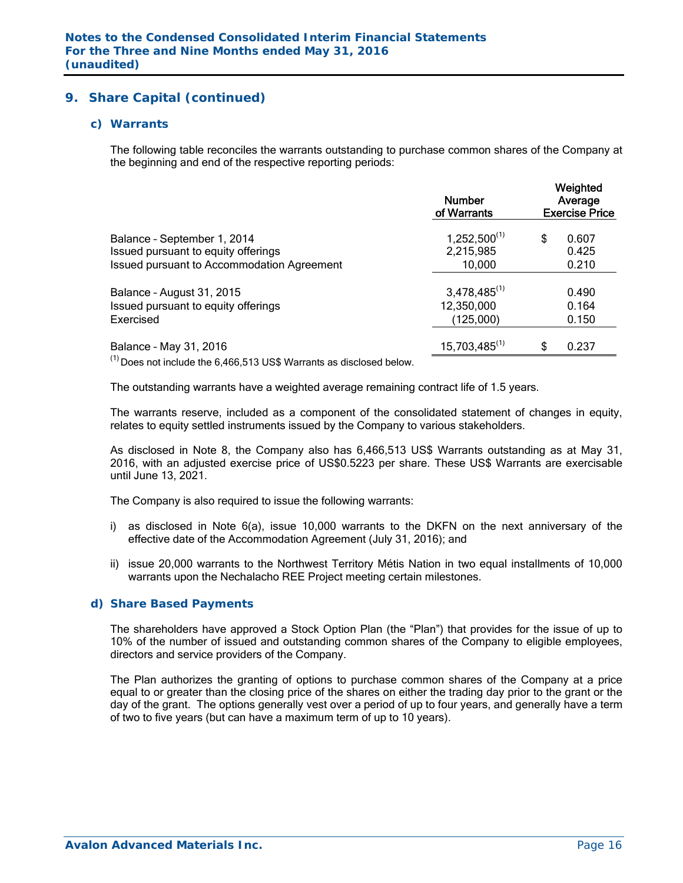## 9. Share Capital (continued)

### c) Warrants

The following table reconciles the warrants outstanding to purchase common shares of the Company at the beginning and end of the respective reporting periods:

| | Number of Warrants | Weighted Average Exercise Price |
|---|---|---|
| Balance – September 1, 2014 | 1,252,500[(1)] | $ 0.607 |
| Issued pursuant to equity offerings | 2,215,985 | 0.425 |
| Issued pursuant to Accommodation Agreement | 10,000 | 0.210 |
| Balance – August 31, 2015 | 3,478,485[(1)] | 0.490 |
| Issued pursuant to equity offerings | 12,350,000 | 0.164 |
| Exercised | (125,000) | 0.150 |
| Balance – May 31, 2016 | 15,703,485[(1)] | $ 0.237 |

[(1)] Does not include the 6,466,513 US$ Warrants as disclosed below.

The outstanding warrants have a weighted average remaining contract life of 1.5 years.

The warrants reserve, included as a component of the consolidated statement of changes in equity, relates to equity settled instruments issued by the Company to various stakeholders.

As disclosed in Note 8, the Company also has 6,466,513 US$ Warrants outstanding as at May 31, 2016, with an adjusted exercise price of US$0.5223 per share. These US$ Warrants are exercisable until June 13, 2021.

The Company is also required to issue the following warrants:

i) as disclosed in Note 6(a), issue 10,000 warrants to the DKFN on the next anniversary of the effective date of the Accommodation Agreement (July 31, 2016); and

ii) issue 20,000 warrants to the Northwest Territory Métis Nation in two equal installments of 10,000 warrants upon the Nechalacho REE Project meeting certain milestones.

### d) Share Based Payments

The shareholders have approved a Stock Option Plan (the "Plan") that provides for the issue of up to 10% of the number of issued and outstanding common shares of the Company to eligible employees, directors and service providers of the Company.

The Plan authorizes the granting of options to purchase common shares of the Company at a price equal to or greater than the closing price of the shares on either the trading day prior to the grant or the day of the grant. The options generally vest over a period of up to four years, and generally have a term of two to five years (but can have a maximum term of up to 10 years).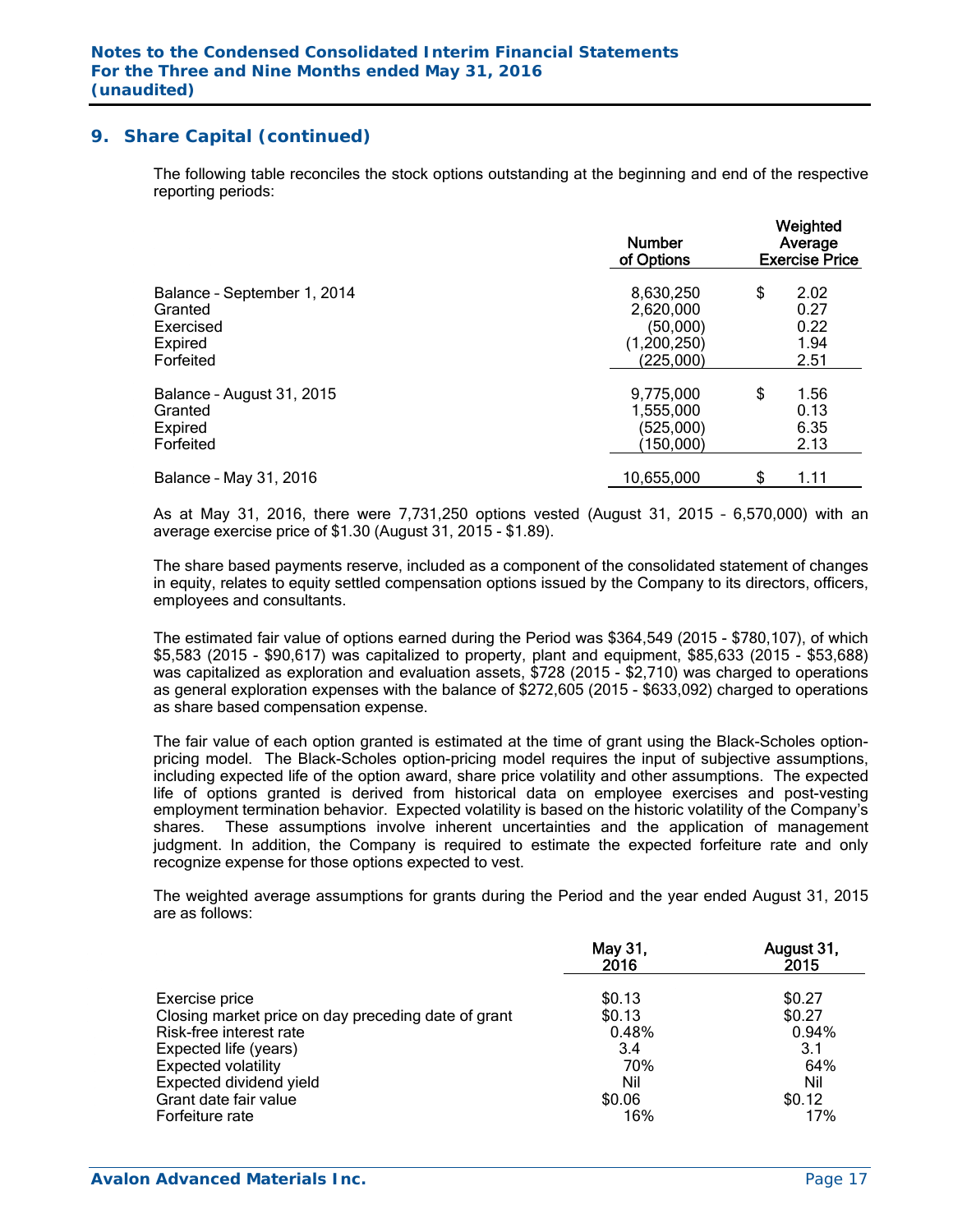## 9. Share Capital (continued)

The following table reconciles the stock options outstanding at the beginning and end of the respective reporting periods:

| | Number of Options | Weighted Average Exercise Price |
|---|---|---|
| Balance – September 1, 2014 | 8,630,250 | $ 2.02 |
| Granted | 2,620,000 | 0.27 |
| Exercised | (50,000) | 0.22 |
| Expired | (1,200,250) | 1.94 |
| Forfeited | (225,000) | 2.51 |
| Balance – August 31, 2015 | 9,775,000 | $ 1.56 |
| Granted | 1,555,000 | 0.13 |
| Expired | (525,000) | 6.35 |
| Forfeited | (150,000) | 2.13 |
| Balance – May 31, 2016 | 10,655,000 | $ 1.11 |

As at May 31, 2016, there were 7,731,250 options vested (August 31, 2015 – 6,570,000) with an average exercise price of $1.30 (August 31, 2015 - $1.89).

The share based payments reserve, included as a component of the consolidated statement of changes in equity, relates to equity settled compensation options issued by the Company to its directors, officers, employees and consultants.

The estimated fair value of options earned during the Period was $364,549 (2015 - $780,107), of which $5,583 (2015 - $90,617) was capitalized to property, plant and equipment, $85,633 (2015 - $53,688) was capitalized as exploration and evaluation assets, $728 (2015 - $2,710) was charged to operations as general exploration expenses with the balance of $272,605 (2015 - $633,092) charged to operations as share based compensation expense.

The fair value of each option granted is estimated at the time of grant using the Black-Scholes option-pricing model. The Black-Scholes option-pricing model requires the input of subjective assumptions, including expected life of the option award, share price volatility and other assumptions. The expected life of options granted is derived from historical data on employee exercises and post-vesting employment termination behavior. Expected volatility is based on the historic volatility of the Company's shares. These assumptions involve inherent uncertainties and the application of management judgment. In addition, the Company is required to estimate the expected forfeiture rate and only recognize expense for those options expected to vest.

The weighted average assumptions for grants during the Period and the year ended August 31, 2015 are as follows:

| | May 31, 2016 | August 31, 2015 |
|---|---|---|
| Exercise price | $0.13 | $0.27 |
| Closing market price on day preceding date of grant | $0.13 | $0.27 |
| Risk-free interest rate | 0.48% | 0.94% |
| Expected life (years) | 3.4 | 3.1 |
| Expected volatility | 70% | 64% |
| Expected dividend yield | Nil | Nil |
| Grant date fair value | $0.06 | $0.12 |
| Forfeiture rate | 16% | 17% |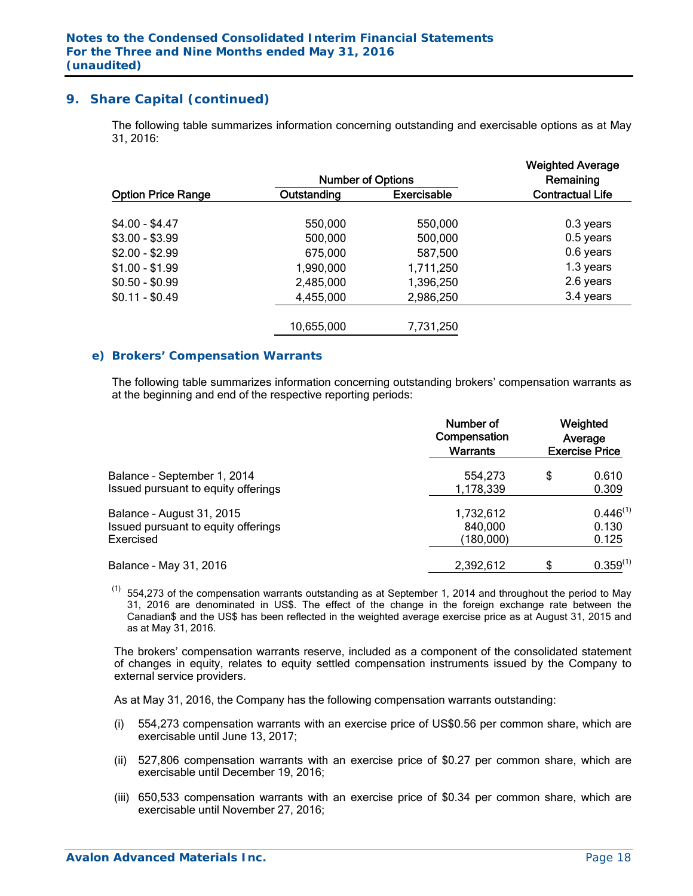## 9. Share Capital (continued)

The following table summarizes information concerning outstanding and exercisable options as at May 31, 2016:

| Option Price Range | Number of Options Outstanding | Number of Options Exercisable | Weighted Average Remaining Contractual Life |
|---|---|---|---|
| $4.00 - $4.47 | 550,000 | 550,000 | 0.3 years |
| $3.00 - $3.99 | 500,000 | 500,000 | 0.5 years |
| $2.00 - $2.99 | 675,000 | 587,500 | 0.6 years |
| $1.00 - $1.99 | 1,990,000 | 1,711,250 | 1.3 years |
| $0.50 - $0.99 | 2,485,000 | 1,396,250 | 2.6 years |
| $0.11 - $0.49 | 4,455,000 | 2,986,250 | 3.4 years |
| | 10,655,000 | 7,731,250 | |

### e) Brokers' Compensation Warrants

The following table summarizes information concerning outstanding brokers' compensation warrants as at the beginning and end of the respective reporting periods:

| | Number of Compensation Warrants | Weighted Average Exercise Price |
|---|---|---|
| Balance – September 1, 2014 | 554,273 | $ 0.610 |
| Issued pursuant to equity offerings | 1,178,339 | 0.309 |
| Balance – August 31, 2015 | 1,732,612 | 0.446[1] |
| Issued pursuant to equity offerings | 840,000 | 0.130 |
| Exercised | (180,000) | 0.125 |
| Balance – May 31, 2016 | 2,392,612 | $ 0.359[1] |

[1] 554,273 of the compensation warrants outstanding as at September 1, 2014 and throughout the period to May 31, 2016 are denominated in US$. The effect of the change in the foreign exchange rate between the Canadian$ and the US$ has been reflected in the weighted average exercise price as at August 31, 2015 and as at May 31, 2016.

The brokers' compensation warrants reserve, included as a component of the consolidated statement of changes in equity, relates to equity settled compensation instruments issued by the Company to external service providers.

As at May 31, 2016, the Company has the following compensation warrants outstanding:

(i) 554,273 compensation warrants with an exercise price of US$0.56 per common share, which are exercisable until June 13, 2017;

(ii) 527,806 compensation warrants with an exercise price of $0.27 per common share, which are exercisable until December 19, 2016;

(iii) 650,533 compensation warrants with an exercise price of $0.34 per common share, which are exercisable until November 27, 2016;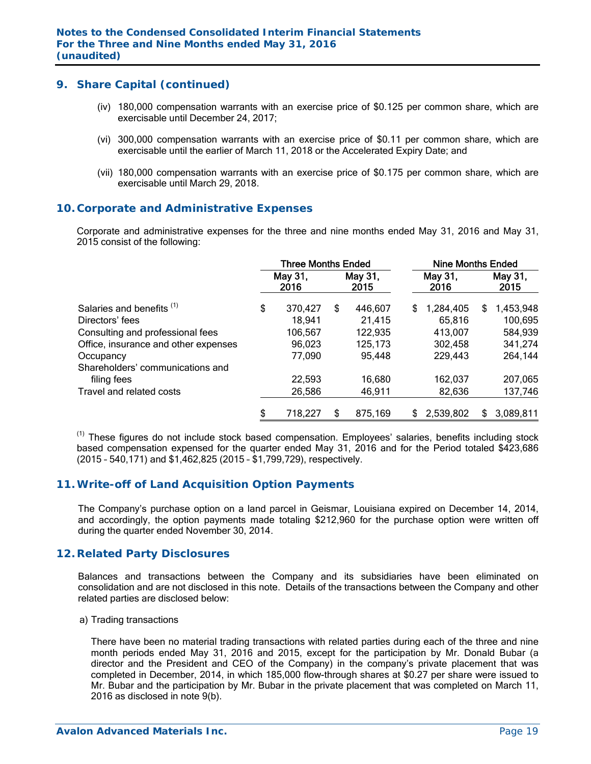## 9. Share Capital (continued)

(iv) 180,000 compensation warrants with an exercise price of $0.125 per common share, which are exercisable until December 24, 2017;

(vi) 300,000 compensation warrants with an exercise price of $0.11 per common share, which are exercisable until the earlier of March 11, 2018 or the Accelerated Expiry Date; and

(vii) 180,000 compensation warrants with an exercise price of $0.175 per common share, which are exercisable until March 29, 2018.

## 10. Corporate and Administrative Expenses

Corporate and administrative expenses for the three and nine months ended May 31, 2016 and May 31, 2015 consist of the following:

| | Three Months Ended | | Nine Months Ended | |
|---|---|---|---|---|
| | May 31, 2016 | May 31, 2015 | May 31, 2016 | May 31, 2015 |
| Salaries and benefits [1] | $ 370,427 | $ 446,607 | $ 1,284,405 | $ 1,453,948 |
| Directors' fees | 18,941 | 21,415 | 65,816 | 100,695 |
| Consulting and professional fees | 106,567 | 122,935 | 413,007 | 584,939 |
| Office, insurance and other expenses | 96,023 | 125,173 | 302,458 | 341,274 |
| Occupancy | 77,090 | 95,448 | 229,443 | 264,144 |
| Shareholders' communications and filing fees | 22,593 | 16,680 | 162,037 | 207,065 |
| Travel and related costs | 26,586 | 46,911 | 82,636 | 137,746 |
| | $ 718,227 | $ 875,169 | $ 2,539,802 | $ 3,089,811 |

[1] These figures do not include stock based compensation. Employees' salaries, benefits including stock based compensation expensed for the quarter ended May 31, 2016 and for the Period totaled $423,686 (2015 – 540,171) and $1,462,825 (2015 – $1,799,729), respectively.

## 11. Write-off of Land Acquisition Option Payments

The Company's purchase option on a land parcel in Geismar, Louisiana expired on December 14, 2014, and accordingly, the option payments made totaling $212,960 for the purchase option were written off during the quarter ended November 30, 2014.

## 12. Related Party Disclosures

Balances and transactions between the Company and its subsidiaries have been eliminated on consolidation and are not disclosed in this note. Details of the transactions between the Company and other related parties are disclosed below:

a) Trading transactions

There have been no material trading transactions with related parties during each of the three and nine month periods ended May 31, 2016 and 2015, except for the participation by Mr. Donald Bubar (a director and the President and CEO of the Company) in the company's private placement that was completed in December, 2014, in which 185,000 flow-through shares at $0.27 per share were issued to Mr. Bubar and the participation by Mr. Bubar in the private placement that was completed on March 11, 2016 as disclosed in note 9(b).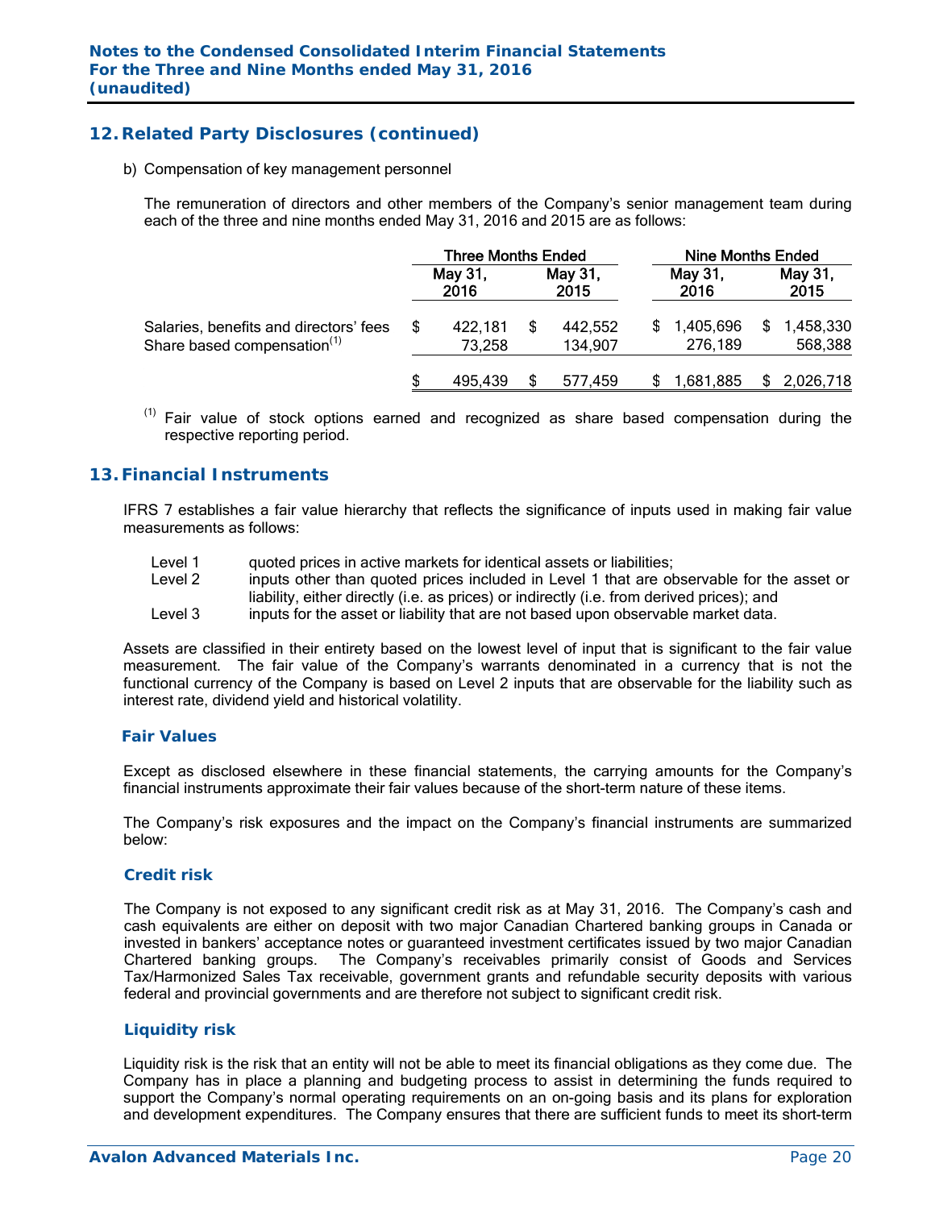## 12. Related Party Disclosures (continued)

b) Compensation of key management personnel

The remuneration of directors and other members of the Company's senior management team during each of the three and nine months ended May 31, 2016 and 2015 are as follows:

| | Three Months Ended | | Nine Months Ended | |
|---|---|---|---|---|
| | May 31, 2016 | May 31, 2015 | May 31, 2016 | May 31, 2015 |
| Salaries, benefits and directors' fees | $ 422,181 | $ 442,552 | $ 1,405,696 | $ 1,458,330 |
| Share based compensation[(1)] | 73,258 | 134,907 | 276,189 | 568,388 |
| | $ 495,439 | $ 577,459 | $ 1,681,885 | $ 2,026,718 |

[(1)] Fair value of stock options earned and recognized as share based compensation during the respective reporting period.

## 13. Financial Instruments

IFRS 7 establishes a fair value hierarchy that reflects the significance of inputs used in making fair value measurements as follows:

- Level 1 — quoted prices in active markets for identical assets or liabilities;
- Level 2 — inputs other than quoted prices included in Level 1 that are observable for the asset or liability, either directly (i.e. as prices) or indirectly (i.e. from derived prices); and
- Level 3 — inputs for the asset or liability that are not based upon observable market data.

Assets are classified in their entirety based on the lowest level of input that is significant to the fair value measurement. The fair value of the Company's warrants denominated in a currency that is not the functional currency of the Company is based on Level 2 inputs that are observable for the liability such as interest rate, dividend yield and historical volatility.

### Fair Values

Except as disclosed elsewhere in these financial statements, the carrying amounts for the Company's financial instruments approximate their fair values because of the short-term nature of these items.

The Company's risk exposures and the impact on the Company's financial instruments are summarized below:

### Credit risk

The Company is not exposed to any significant credit risk as at May 31, 2016. The Company's cash and cash equivalents are either on deposit with two major Canadian Chartered banking groups in Canada or invested in bankers' acceptance notes or guaranteed investment certificates issued by two major Canadian Chartered banking groups. The Company's receivables primarily consist of Goods and Services Tax/Harmonized Sales Tax receivable, government grants and refundable security deposits with various federal and provincial governments and are therefore not subject to significant credit risk.

### Liquidity risk

Liquidity risk is the risk that an entity will not be able to meet its financial obligations as they come due. The Company has in place a planning and budgeting process to assist in determining the funds required to support the Company's normal operating requirements on an on-going basis and its plans for exploration and development expenditures. The Company ensures that there are sufficient funds to meet its short-term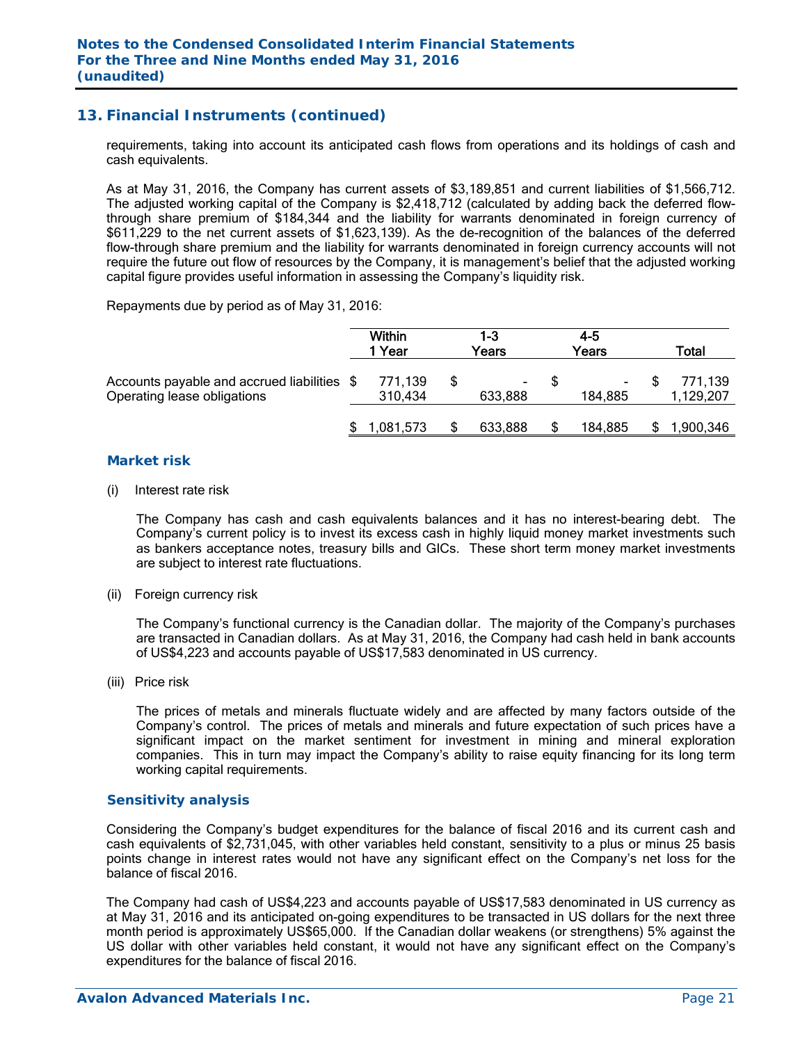## 13. Financial Instruments (continued)

requirements, taking into account its anticipated cash flows from operations and its holdings of cash and cash equivalents.

As at May 31, 2016, the Company has current assets of $3,189,851 and current liabilities of $1,566,712. The adjusted working capital of the Company is $2,418,712 (calculated by adding back the deferred flow-through share premium of $184,344 and the liability for warrants denominated in foreign currency of $611,229 to the net current assets of $1,623,139). As the de-recognition of the balances of the deferred flow-through share premium and the liability for warrants denominated in foreign currency accounts will not require the future out flow of resources by the Company, it is management's belief that the adjusted working capital figure provides useful information in assessing the Company's liquidity risk.

Repayments due by period as of May 31, 2016:

| | Within 1 Year | 1-3 Years | 4-5 Years | Total |
|---|---|---|---|---|
| Accounts payable and accrued liabilities | $ 771,139 | $ - | $ - | $ 771,139 |
| Operating lease obligations | 310,434 | 633,888 | 184,885 | 1,129,207 |
| | $ 1,081,573 | $ 633,888 | $ 184,885 | $ 1,900,346 |

### Market risk

(i) Interest rate risk

The Company has cash and cash equivalents balances and it has no interest-bearing debt. The Company's current policy is to invest its excess cash in highly liquid money market investments such as bankers acceptance notes, treasury bills and GICs. These short term money market investments are subject to interest rate fluctuations.

(ii) Foreign currency risk

The Company's functional currency is the Canadian dollar. The majority of the Company's purchases are transacted in Canadian dollars. As at May 31, 2016, the Company had cash held in bank accounts of US$4,223 and accounts payable of US$17,583 denominated in US currency.

(iii) Price risk

The prices of metals and minerals fluctuate widely and are affected by many factors outside of the Company's control. The prices of metals and minerals and future expectation of such prices have a significant impact on the market sentiment for investment in mining and mineral exploration companies. This in turn may impact the Company's ability to raise equity financing for its long term working capital requirements.

### Sensitivity analysis

Considering the Company's budget expenditures for the balance of fiscal 2016 and its current cash and cash equivalents of $2,731,045, with other variables held constant, sensitivity to a plus or minus 25 basis points change in interest rates would not have any significant effect on the Company's net loss for the balance of fiscal 2016.

The Company had cash of US$4,223 and accounts payable of US$17,583 denominated in US currency as at May 31, 2016 and its anticipated on-going expenditures to be transacted in US dollars for the next three month period is approximately US$65,000. If the Canadian dollar weakens (or strengthens) 5% against the US dollar with other variables held constant, it would not have any significant effect on the Company's expenditures for the balance of fiscal 2016.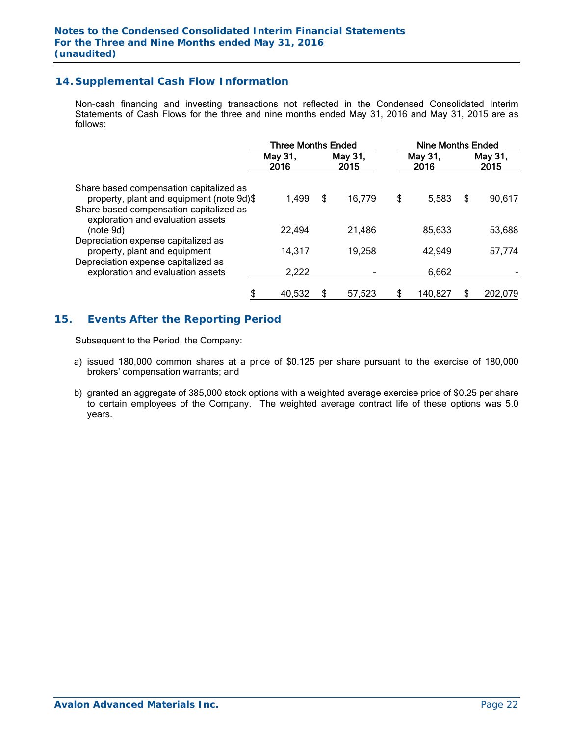## 14. Supplemental Cash Flow Information

Non-cash financing and investing transactions not reflected in the Condensed Consolidated Interim Statements of Cash Flows for the three and nine months ended May 31, 2016 and May 31, 2015 are as follows:

| | Three Months Ended | | Nine Months Ended | |
|---|---|---|---|---|
| | May 31, 2016 | May 31, 2015 | May 31, 2016 | May 31, 2015 |
| Share based compensation capitalized as property, plant and equipment (note 9d) | $ 1,499 | $ 16,779 | $ 5,583 | $ 90,617 |
| Share based compensation capitalized as exploration and evaluation assets (note 9d) | 22,494 | 21,486 | 85,633 | 53,688 |
| Depreciation expense capitalized as property, plant and equipment | 14,317 | 19,258 | 42,949 | 57,774 |
| Depreciation expense capitalized as exploration and evaluation assets | 2,222 | - | 6,662 | - |
| | $ 40,532 | $ 57,523 | $ 140,827 | $ 202,079 |

## 15. Events After the Reporting Period

Subsequent to the Period, the Company:

a) issued 180,000 common shares at a price of $0.125 per share pursuant to the exercise of 180,000 brokers' compensation warrants; and

b) granted an aggregate of 385,000 stock options with a weighted average exercise price of $0.25 per share to certain employees of the Company. The weighted average contract life of these options was 5.0 years.